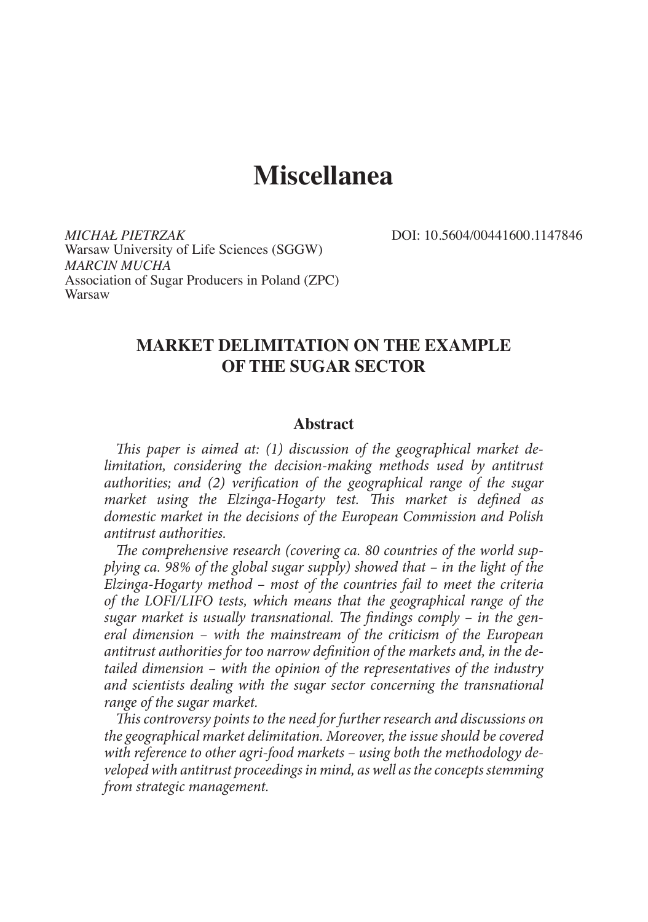# Miscellanea

*MICHAŁ PIETRZAK*  
Warsaw University of Life Sciences (SGGW)  
*MARCIN MUCHA*  
Association of Sugar Producers in Poland (ZPC)  
Warsaw

DOI: 10.5604/00441600.1147846

## MARKET DELIMITATION ON THE EXAMPLE OF THE SUGAR SECTOR

### Abstract

*This paper is aimed at: (1) discussion of the geographical market delimitation, considering the decision-making methods used by antitrust authorities; and (2) verification of the geographical range of the sugar market using the Elzinga-Hogarty test. This market is defined as domestic market in the decisions of the European Commission and Polish antitrust authorities.*

*The comprehensive research (covering ca. 80 countries of the world supplying ca. 98% of the global sugar supply) showed that – in the light of the Elzinga-Hogarty method – most of the countries fail to meet the criteria of the LOFI/LIFO tests, which means that the geographical range of the sugar market is usually transnational. The findings comply – in the general dimension – with the mainstream of the criticism of the European antitrust authorities for too narrow definition of the markets and, in the detailed dimension – with the opinion of the representatives of the industry and scientists dealing with the sugar sector concerning the transnational range of the sugar market.*

*This controversy points to the need for further research and discussions on the geographical market delimitation. Moreover, the issue should be covered with reference to other agri-food markets – using both the methodology developed with antitrust proceedings in mind, as well as the concepts stemming from strategic management.*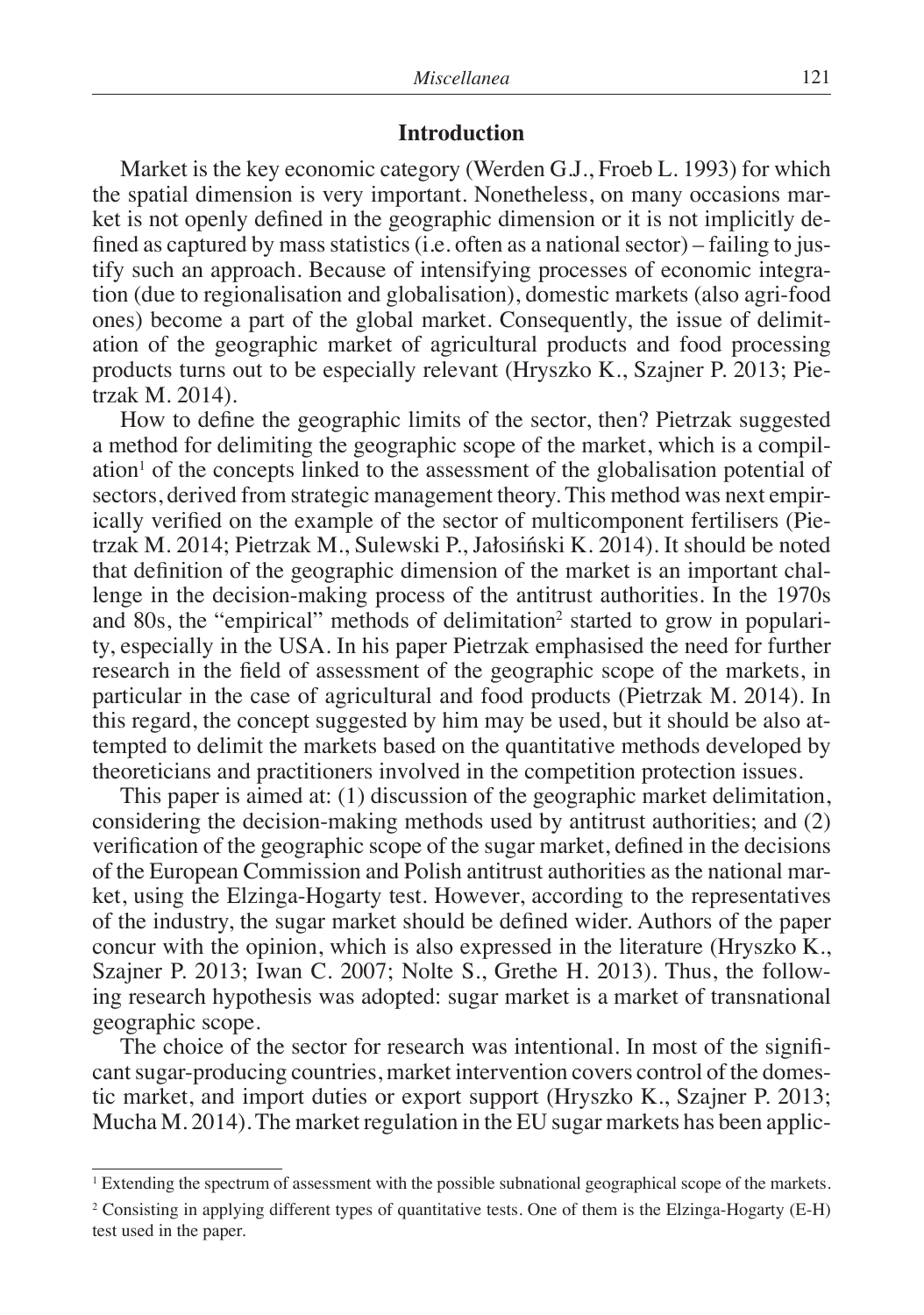## Introduction

Market is the key economic category (Werden G.J., Froeb L. 1993) for which the spatial dimension is very important. Nonetheless, on many occasions market is not openly defined in the geographic dimension or it is not implicitly defined as captured by mass statistics (i.e. often as a national sector) – failing to justify such an approach. Because of intensifying processes of economic integration (due to regionalisation and globalisation), domestic markets (also agri-food ones) become a part of the global market. Consequently, the issue of delimitation of the geographic market of agricultural products and food processing products turns out to be especially relevant (Hryszko K., Szajner P. 2013; Pietrzak M. 2014).

How to define the geographic limits of the sector, then? Pietrzak suggested a method for delimiting the geographic scope of the market, which is a compilation[1] of the concepts linked to the assessment of the globalisation potential of sectors, derived from strategic management theory. This method was next empirically verified on the example of the sector of multicomponent fertilisers (Pietrzak M. 2014; Pietrzak M., Sulewski P., Jałosiński K. 2014). It should be noted that definition of the geographic dimension of the market is an important challenge in the decision-making process of the antitrust authorities. In the 1970s and 80s, the "empirical" methods of delimitation[2] started to grow in popularity, especially in the USA. In his paper Pietrzak emphasised the need for further research in the field of assessment of the geographic scope of the markets, in particular in the case of agricultural and food products (Pietrzak M. 2014). In this regard, the concept suggested by him may be used, but it should be also attempted to delimit the markets based on the quantitative methods developed by theoreticians and practitioners involved in the competition protection issues.

This paper is aimed at: (1) discussion of the geographic market delimitation, considering the decision-making methods used by antitrust authorities; and (2) verification of the geographic scope of the sugar market, defined in the decisions of the European Commission and Polish antitrust authorities as the national market, using the Elzinga-Hogarty test. However, according to the representatives of the industry, the sugar market should be defined wider. Authors of the paper concur with the opinion, which is also expressed in the literature (Hryszko K., Szajner P. 2013; Iwan C. 2007; Nolte S., Grethe H. 2013). Thus, the following research hypothesis was adopted: sugar market is a market of transnational geographic scope.

The choice of the sector for research was intentional. In most of the significant sugar-producing countries, market intervention covers control of the domestic market, and import duties or export support (Hryszko K., Szajner P. 2013; Mucha M. 2014). The market regulation in the EU sugar markets has been applic-

---

[1] Extending the spectrum of assessment with the possible subnational geographical scope of the markets.

[2] Consisting in applying different types of quantitative tests. One of them is the Elzinga-Hogarty (E-H) test used in the paper.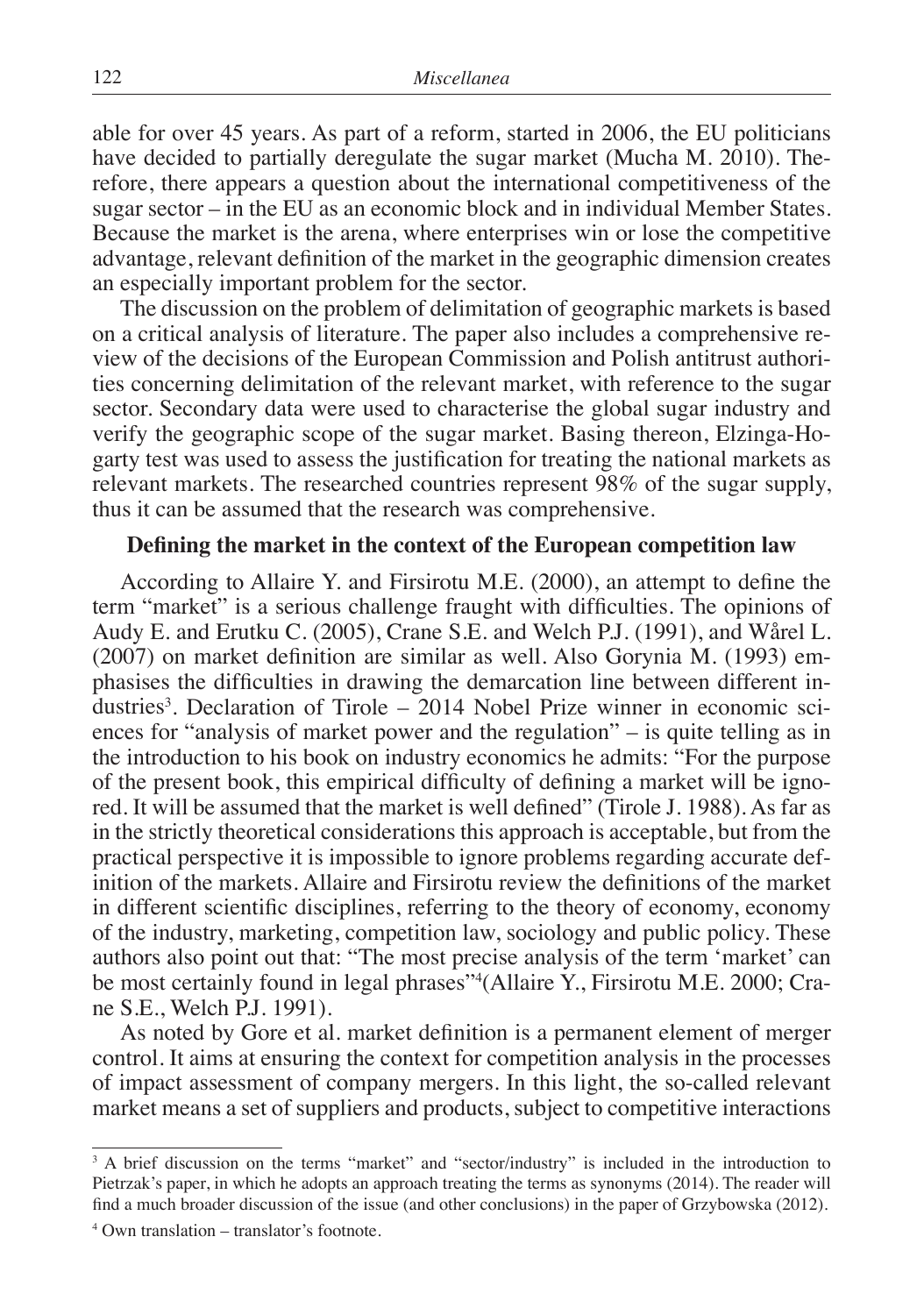able for over 45 years. As part of a reform, started in 2006, the EU politicians have decided to partially deregulate the sugar market (Mucha M. 2010). Therefore, there appears a question about the international competitiveness of the sugar sector – in the EU as an economic block and in individual Member States. Because the market is the arena, where enterprises win or lose the competitive advantage, relevant definition of the market in the geographic dimension creates an especially important problem for the sector.

The discussion on the problem of delimitation of geographic markets is based on a critical analysis of literature. The paper also includes a comprehensive review of the decisions of the European Commission and Polish antitrust authorities concerning delimitation of the relevant market, with reference to the sugar sector. Secondary data were used to characterise the global sugar industry and verify the geographic scope of the sugar market. Basing thereon, Elzinga-Hogarty test was used to assess the justification for treating the national markets as relevant markets. The researched countries represent 98% of the sugar supply, thus it can be assumed that the research was comprehensive.

## Defining the market in the context of the European competition law

According to Allaire Y. and Firsirotu M.E. (2000), an attempt to define the term "market" is a serious challenge fraught with difficulties. The opinions of Audy E. and Erutku C. (2005), Crane S.E. and Welch P.J. (1991), and Wårel L. (2007) on market definition are similar as well. Also Gorynia M. (1993) emphasises the difficulties in drawing the demarcation line between different industries[3]. Declaration of Tirole – 2014 Nobel Prize winner in economic sciences for "analysis of market power and the regulation" – is quite telling as in the introduction to his book on industry economics he admits: "For the purpose of the present book, this empirical difficulty of defining a market will be ignored. It will be assumed that the market is well defined" (Tirole J. 1988). As far as in the strictly theoretical considerations this approach is acceptable, but from the practical perspective it is impossible to ignore problems regarding accurate definition of the markets. Allaire and Firsirotu review the definitions of the market in different scientific disciplines, referring to the theory of economy, economy of the industry, marketing, competition law, sociology and public policy. These authors also point out that: "The most precise analysis of the term 'market' can be most certainly found in legal phrases"[4](Allaire Y., Firsirotu M.E. 2000; Crane S.E., Welch P.J. 1991).

As noted by Gore et al. market definition is a permanent element of merger control. It aims at ensuring the context for competition analysis in the processes of impact assessment of company mergers. In this light, the so-called relevant market means a set of suppliers and products, subject to competitive interactions

---

[3] A brief discussion on the terms "market" and "sector/industry" is included in the introduction to Pietrzak's paper, in which he adopts an approach treating the terms as synonyms (2014). The reader will find a much broader discussion of the issue (and other conclusions) in the paper of Grzybowska (2012).

[4] Own translation – translator's footnote.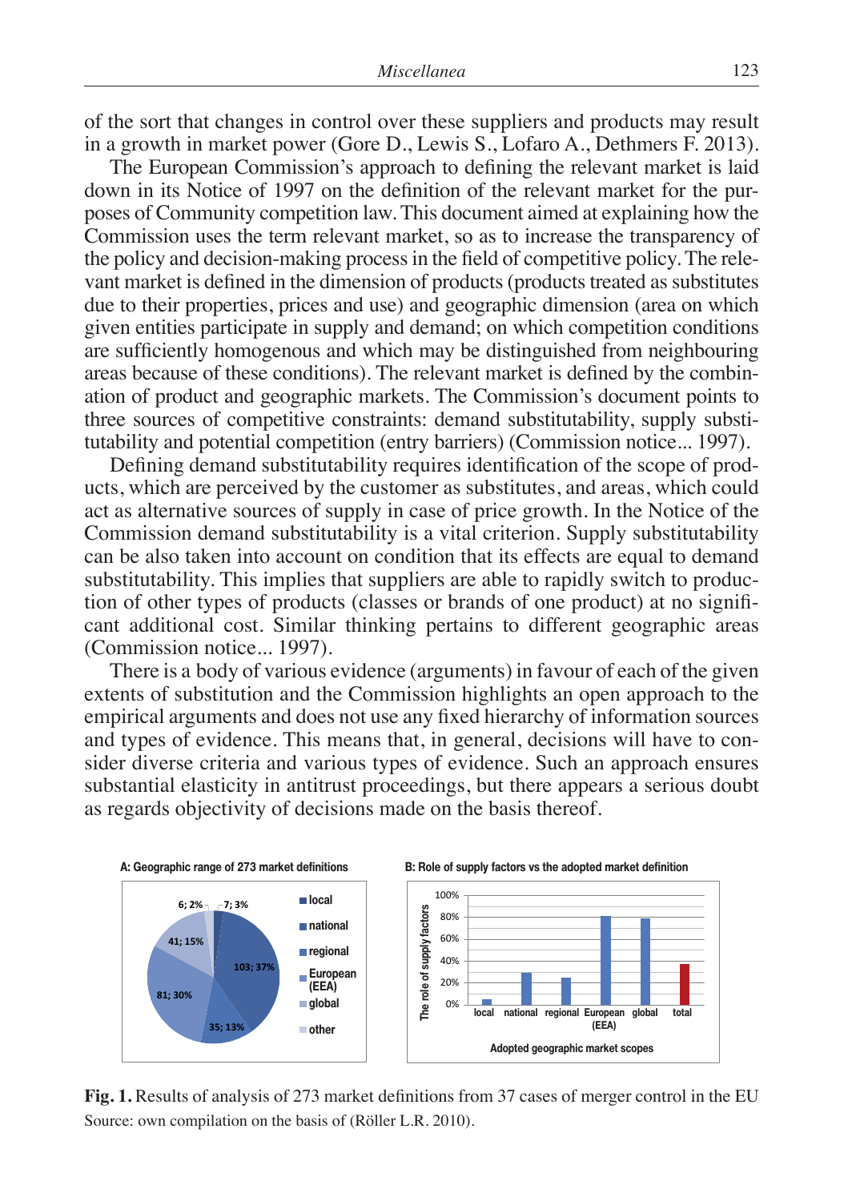of the sort that changes in control over these suppliers and products may result in a growth in market power (Gore D., Lewis S., Lofaro A., Dethmers F. 2013).

The European Commission's approach to defining the relevant market is laid down in its Notice of 1997 on the definition of the relevant market for the purposes of Community competition law. This document aimed at explaining how the Commission uses the term relevant market, so as to increase the transparency of the policy and decision-making process in the field of competitive policy. The relevant market is defined in the dimension of products (products treated as substitutes due to their properties, prices and use) and geographic dimension (area on which given entities participate in supply and demand; on which competition conditions are sufficiently homogenous and which may be distinguished from neighbouring areas because of these conditions). The relevant market is defined by the combination of product and geographic markets. The Commission's document points to three sources of competitive constraints: demand substitutability, supply substitutability and potential competition (entry barriers) (Commission notice... 1997).

Defining demand substitutability requires identification of the scope of products, which are perceived by the customer as substitutes, and areas, which could act as alternative sources of supply in case of price growth. In the Notice of the Commission demand substitutability is a vital criterion. Supply substitutability can be also taken into account on condition that its effects are equal to demand substitutability. This implies that suppliers are able to rapidly switch to production of other types of products (classes or brands of one product) at no significant additional cost. Similar thinking pertains to different geographic areas (Commission notice... 1997).

There is a body of various evidence (arguments) in favour of each of the given extents of substitution and the Commission highlights an open approach to the empirical arguments and does not use any fixed hierarchy of information sources and types of evidence. This means that, in general, decisions will have to consider diverse criteria and various types of evidence. Such an approach ensures substantial elasticity in antitrust proceedings, but there appears a serious doubt as regards objectivity of decisions made on the basis thereof.

A: Geographic range of 273 market definitions

| Scope | Number; share |
|---|---|
| local | 7; 3% |
| national | 103; 37% |
| regional | 35; 13% |
| European (EEA) | 81; 30% |
| global | 41; 15% |
| other | 6; 2% |

B: Role of supply factors vs the adopted market definition

(Y axis: The role of supply factors, 0%–100%; X axis: Adopted geographic market scopes — local, national, regional, European (EEA), global, total)

**Fig. 1.** Results of analysis of 273 market definitions from 37 cases of merger control in the EU
Source: own compilation on the basis of (Röller L.R. 2010).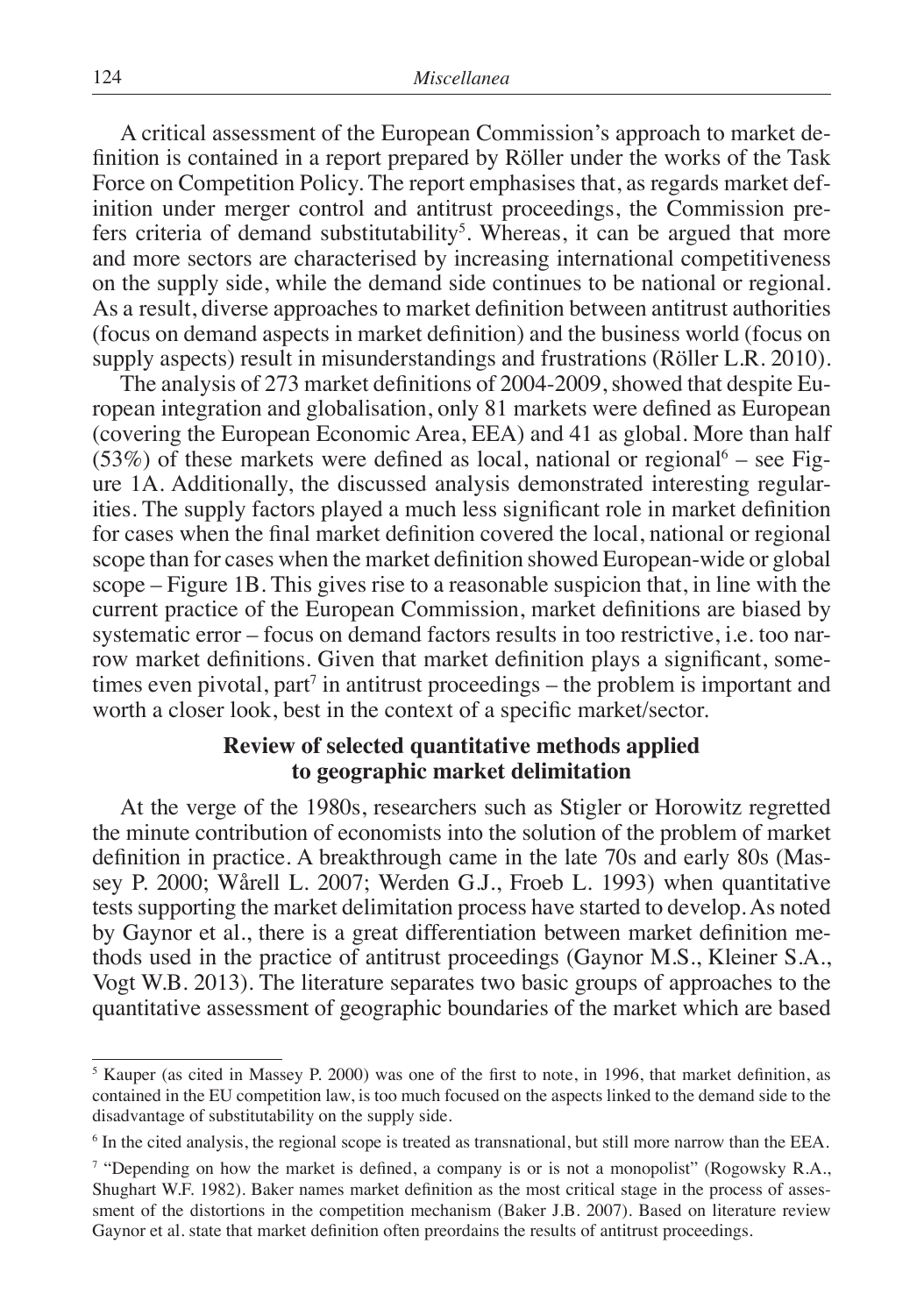A critical assessment of the European Commission's approach to market definition is contained in a report prepared by Röller under the works of the Task Force on Competition Policy. The report emphasises that, as regards market definition under merger control and antitrust proceedings, the Commission prefers criteria of demand substitutability[5]. Whereas, it can be argued that more and more sectors are characterised by increasing international competitiveness on the supply side, while the demand side continues to be national or regional. As a result, diverse approaches to market definition between antitrust authorities (focus on demand aspects in market definition) and the business world (focus on supply aspects) result in misunderstandings and frustrations (Röller L.R. 2010).

The analysis of 273 market definitions of 2004-2009, showed that despite European integration and globalisation, only 81 markets were defined as European (covering the European Economic Area, EEA) and 41 as global. More than half (53%) of these markets were defined as local, national or regional[6] – see Figure 1A. Additionally, the discussed analysis demonstrated interesting regularities. The supply factors played a much less significant role in market definition for cases when the final market definition covered the local, national or regional scope than for cases when the market definition showed European-wide or global scope – Figure 1B. This gives rise to a reasonable suspicion that, in line with the current practice of the European Commission, market definitions are biased by systematic error – focus on demand factors results in too restrictive, i.e. too narrow market definitions. Given that market definition plays a significant, sometimes even pivotal, part[7] in antitrust proceedings – the problem is important and worth a closer look, best in the context of a specific market/sector.

## Review of selected quantitative methods applied to geographic market delimitation

At the verge of the 1980s, researchers such as Stigler or Horowitz regretted the minute contribution of economists into the solution of the problem of market definition in practice. A breakthrough came in the late 70s and early 80s (Massey P. 2000; Wårell L. 2007; Werden G.J., Froeb L. 1993) when quantitative tests supporting the market delimitation process have started to develop. As noted by Gaynor et al., there is a great differentiation between market definition methods used in the practice of antitrust proceedings (Gaynor M.S., Kleiner S.A., Vogt W.B. 2013). The literature separates two basic groups of approaches to the quantitative assessment of geographic boundaries of the market which are based

---

[5] Kauper (as cited in Massey P. 2000) was one of the first to note, in 1996, that market definition, as contained in the EU competition law, is too much focused on the aspects linked to the demand side to the disadvantage of substitutability on the supply side.

[6] In the cited analysis, the regional scope is treated as transnational, but still more narrow than the EEA.

[7] "Depending on how the market is defined, a company is or is not a monopolist" (Rogowsky R.A., Shughart W.F. 1982). Baker names market definition as the most critical stage in the process of assessment of the distortions in the competition mechanism (Baker J.B. 2007). Based on literature review Gaynor et al. state that market definition often preordains the results of antitrust proceedings.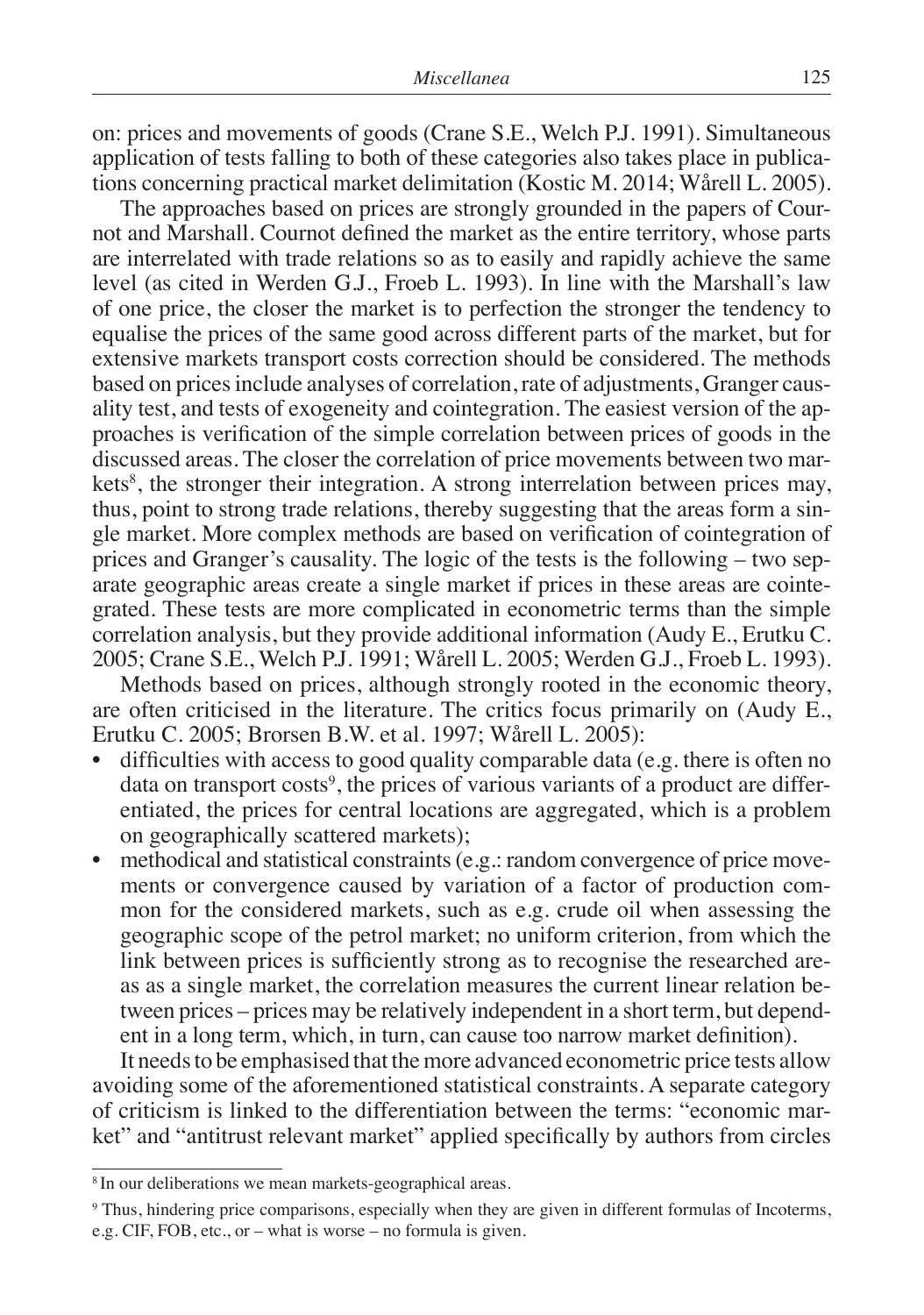on: prices and movements of goods (Crane S.E., Welch P.J. 1991). Simultaneous application of tests falling to both of these categories also takes place in publications concerning practical market delimitation (Kostic M. 2014; Wårell L. 2005).

The approaches based on prices are strongly grounded in the papers of Cournot and Marshall. Cournot defined the market as the entire territory, whose parts are interrelated with trade relations so as to easily and rapidly achieve the same level (as cited in Werden G.J., Froeb L. 1993). In line with the Marshall's law of one price, the closer the market is to perfection the stronger the tendency to equalise the prices of the same good across different parts of the market, but for extensive markets transport costs correction should be considered. The methods based on prices include analyses of correlation, rate of adjustments, Granger causality test, and tests of exogeneity and cointegration. The easiest version of the approaches is verification of the simple correlation between prices of goods in the discussed areas. The closer the correlation of price movements between two markets[8], the stronger their integration. A strong interrelation between prices may, thus, point to strong trade relations, thereby suggesting that the areas form a single market. More complex methods are based on verification of cointegration of prices and Granger's causality. The logic of the tests is the following – two separate geographic areas create a single market if prices in these areas are cointegrated. These tests are more complicated in econometric terms than the simple correlation analysis, but they provide additional information (Audy E., Erutku C. 2005; Crane S.E., Welch P.J. 1991; Wårell L. 2005; Werden G.J., Froeb L. 1993).

Methods based on prices, although strongly rooted in the economic theory, are often criticised in the literature. The critics focus primarily on (Audy E., Erutku C. 2005; Brorsen B.W. et al. 1997; Wårell L. 2005):

- difficulties with access to good quality comparable data (e.g. there is often no data on transport costs[9], the prices of various variants of a product are differentiated, the prices for central locations are aggregated, which is a problem on geographically scattered markets);
- methodical and statistical constraints (e.g.: random convergence of price movements or convergence caused by variation of a factor of production common for the considered markets, such as e.g. crude oil when assessing the geographic scope of the petrol market; no uniform criterion, from which the link between prices is sufficiently strong as to recognise the researched areas as a single market, the correlation measures the current linear relation between prices – prices may be relatively independent in a short term, but dependent in a long term, which, in turn, can cause too narrow market definition).

It needs to be emphasised that the more advanced econometric price tests allow avoiding some of the aforementioned statistical constraints. A separate category of criticism is linked to the differentiation between the terms: "economic market" and "antitrust relevant market" applied specifically by authors from circles

[8] In our deliberations we mean markets-geographical areas.

[9] Thus, hindering price comparisons, especially when they are given in different formulas of Incoterms, e.g. CIF, FOB, etc., or – what is worse – no formula is given.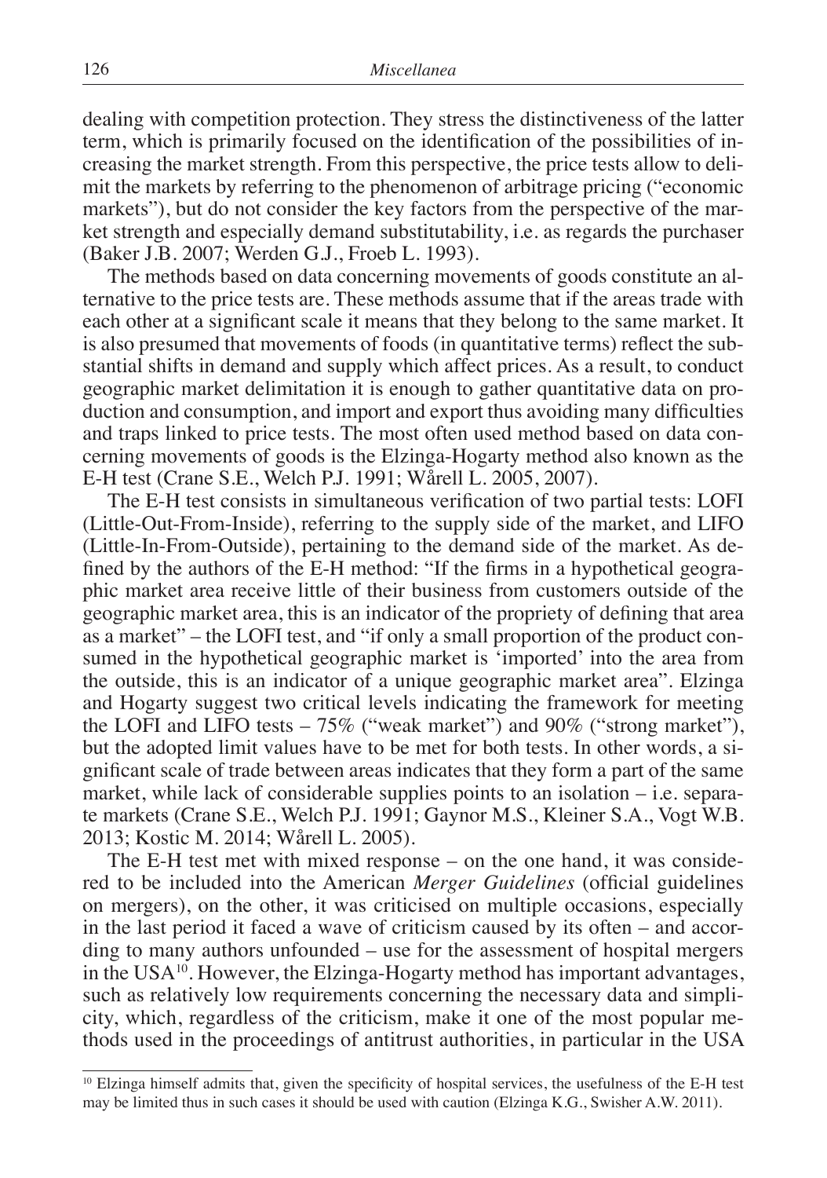dealing with competition protection. They stress the distinctiveness of the latter term, which is primarily focused on the identification of the possibilities of increasing the market strength. From this perspective, the price tests allow to delimit the markets by referring to the phenomenon of arbitrage pricing ("economic markets"), but do not consider the key factors from the perspective of the market strength and especially demand substitutability, i.e. as regards the purchaser (Baker J.B. 2007; Werden G.J., Froeb L. 1993).

The methods based on data concerning movements of goods constitute an alternative to the price tests are. These methods assume that if the areas trade with each other at a significant scale it means that they belong to the same market. It is also presumed that movements of foods (in quantitative terms) reflect the substantial shifts in demand and supply which affect prices. As a result, to conduct geographic market delimitation it is enough to gather quantitative data on production and consumption, and import and export thus avoiding many difficulties and traps linked to price tests. The most often used method based on data concerning movements of goods is the Elzinga-Hogarty method also known as the E-H test (Crane S.E., Welch P.J. 1991; Wårell L. 2005, 2007).

The E-H test consists in simultaneous verification of two partial tests: LOFI (Little-Out-From-Inside), referring to the supply side of the market, and LIFO (Little-In-From-Outside), pertaining to the demand side of the market. As defined by the authors of the E-H method: "If the firms in a hypothetical geographic market area receive little of their business from customers outside of the geographic market area, this is an indicator of the propriety of defining that area as a market" – the LOFI test, and "if only a small proportion of the product consumed in the hypothetical geographic market is 'imported' into the area from the outside, this is an indicator of a unique geographic market area". Elzinga and Hogarty suggest two critical levels indicating the framework for meeting the LOFI and LIFO tests – 75% ("weak market") and 90% ("strong market"), but the adopted limit values have to be met for both tests. In other words, a significant scale of trade between areas indicates that they form a part of the same market, while lack of considerable supplies points to an isolation – i.e. separate markets (Crane S.E., Welch P.J. 1991; Gaynor M.S., Kleiner S.A., Vogt W.B. 2013; Kostic M. 2014; Wårell L. 2005).

The E-H test met with mixed response – on the one hand, it was considered to be included into the American *Merger Guidelines* (official guidelines on mergers), on the other, it was criticised on multiple occasions, especially in the last period it faced a wave of criticism caused by its often – and according to many authors unfounded – use for the assessment of hospital mergers in the USA[10]. However, the Elzinga-Hogarty method has important advantages, such as relatively low requirements concerning the necessary data and simplicity, which, regardless of the criticism, make it one of the most popular methods used in the proceedings of antitrust authorities, in particular in the USA

[10] Elzinga himself admits that, given the specificity of hospital services, the usefulness of the E-H test may be limited thus in such cases it should be used with caution (Elzinga K.G., Swisher A.W. 2011).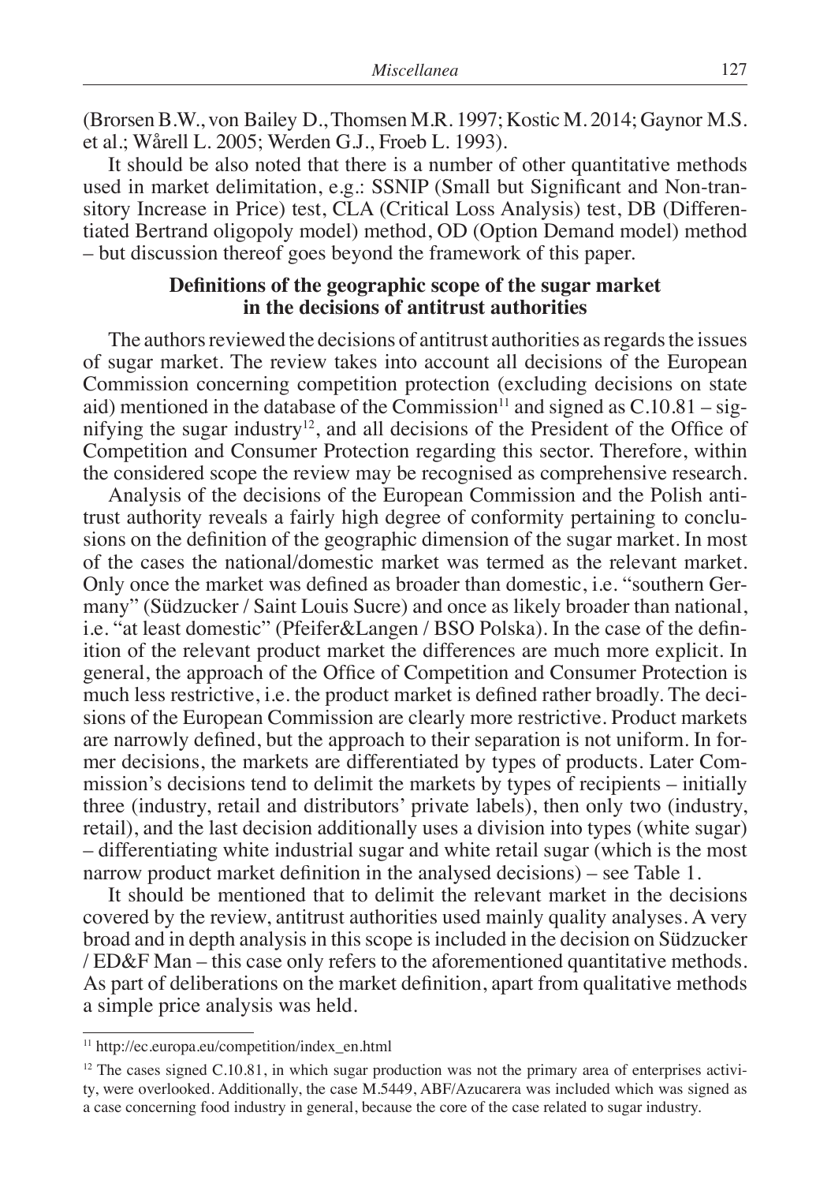(Brorsen B.W., von Bailey D., Thomsen M.R. 1997; Kostic M. 2014; Gaynor M.S. et al.; Wårell L. 2005; Werden G.J., Froeb L. 1993).

It should be also noted that there is a number of other quantitative methods used in market delimitation, e.g.: SSNIP (Small but Significant and Non-transitory Increase in Price) test, CLA (Critical Loss Analysis) test, DB (Differentiated Bertrand oligopoly model) method, OD (Option Demand model) method – but discussion thereof goes beyond the framework of this paper.

## Definitions of the geographic scope of the sugar market in the decisions of antitrust authorities

The authors reviewed the decisions of antitrust authorities as regards the issues of sugar market. The review takes into account all decisions of the European Commission concerning competition protection (excluding decisions on state aid) mentioned in the database of the Commission[11] and signed as C.10.81 – signifying the sugar industry[12], and all decisions of the President of the Office of Competition and Consumer Protection regarding this sector. Therefore, within the considered scope the review may be recognised as comprehensive research.

Analysis of the decisions of the European Commission and the Polish antitrust authority reveals a fairly high degree of conformity pertaining to conclusions on the definition of the geographic dimension of the sugar market. In most of the cases the national/domestic market was termed as the relevant market. Only once the market was defined as broader than domestic, i.e. "southern Germany" (Südzucker / Saint Louis Sucre) and once as likely broader than national, i.e. "at least domestic" (Pfeifer&Langen / BSO Polska). In the case of the definition of the relevant product market the differences are much more explicit. In general, the approach of the Office of Competition and Consumer Protection is much less restrictive, i.e. the product market is defined rather broadly. The decisions of the European Commission are clearly more restrictive. Product markets are narrowly defined, but the approach to their separation is not uniform. In former decisions, the markets are differentiated by types of products. Later Commission's decisions tend to delimit the markets by types of recipients – initially three (industry, retail and distributors' private labels), then only two (industry, retail), and the last decision additionally uses a division into types (white sugar) – differentiating white industrial sugar and white retail sugar (which is the most narrow product market definition in the analysed decisions) – see Table 1.

It should be mentioned that to delimit the relevant market in the decisions covered by the review, antitrust authorities used mainly quality analyses. A very broad and in depth analysis in this scope is included in the decision on Südzucker / ED&F Man – this case only refers to the aforementioned quantitative methods. As part of deliberations on the market definition, apart from qualitative methods a simple price analysis was held.

---

[11] http://ec.europa.eu/competition/index_en.html

[12] The cases signed C.10.81, in which sugar production was not the primary area of enterprises activity, were overlooked. Additionally, the case M.5449, ABF/Azucarera was included which was signed as a case concerning food industry in general, because the core of the case related to sugar industry.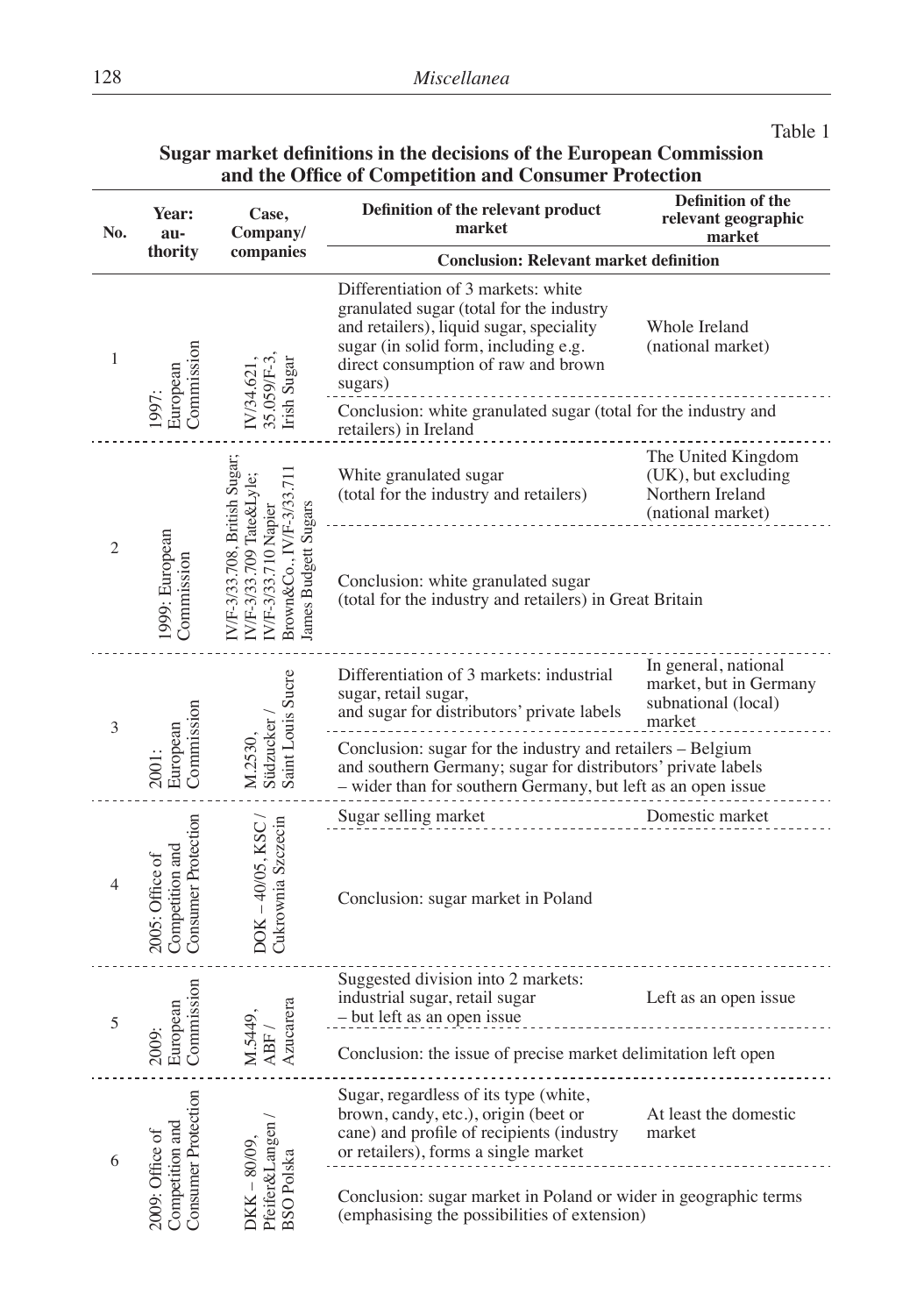Table 1

**Sugar market definitions in the decisions of the European Commission and the Office of Competition and Consumer Protection**

| No. | Year: authority | Case, Company/ companies | Definition of the relevant product market | Definition of the relevant geographic market |
|---|---|---|---|---|
| | | | **Conclusion: Relevant market definition** | |
| 1 | 1997: European Commission | IV/34.621, 35.059/F-3, Irish Sugar | Differentiation of 3 markets: white granulated sugar (total for the industry and retailers), liquid sugar, speciality sugar (in solid form, including e.g. direct consumption of raw and brown sugars) | Whole Ireland (national market) |
| | | | Conclusion: white granulated sugar (total for the industry and retailers) in Ireland | |
| 2 | 1999: European Commission | IV/F-3/33.708, British Sugar; IV/F-3/33.709 Tate&Lyle; IV/F-3/33.710 Napier Brown&Co., IV/F-3/33.711 James Budgett Sugars | White granulated sugar (total for the industry and retailers) | The United Kingdom (UK), but excluding Northern Ireland (national market) |
| | | | Conclusion: white granulated sugar (total for the industry and retailers) in Great Britain | |
| 3 | 2001: European Commission | M.2530, Südzucker / Saint Louis Sucre | Differentiation of 3 markets: industrial sugar, retail sugar, and sugar for distributors' private labels | In general, national market, but in Germany subnational (local) market |
| | | | Conclusion: sugar for the industry and retailers – Belgium and southern Germany; sugar for distributors' private labels – wider than for southern Germany, but left as an open issue | |
| 4 | 2005: Office of Competition and Consumer Protection | DOK – 40/05, KSC / Cukrownia Szczecin | Sugar selling market | Domestic market |
| | | | Conclusion: sugar market in Poland | |
| 5 | 2009: European Commission | M.5449, ABF / Azucarera | Suggested division into 2 markets: industrial sugar, retail sugar – but left as an open issue | Left as an open issue |
| | | | Conclusion: the issue of precise market delimitation left open | |
| 6 | 2009: Office of Competition and Consumer Protection | DKK – 80/09, Pfeifer&Langen / BSO Polska | Sugar, regardless of its type (white, brown, candy, etc.), origin (beet or cane) and profile of recipients (industry or retailers), forms a single market | At least the domestic market |
| | | | Conclusion: sugar market in Poland or wider in geographic terms (emphasising the possibilities of extension) | |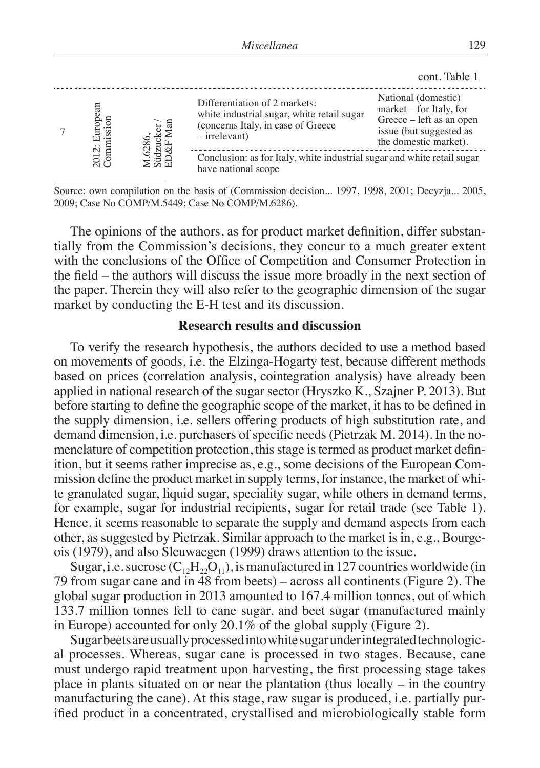cont. Table 1

| | | | | |
|---|---|---|---|---|
| 7 | 2012: European Commission | M.6286, Südzucker / ED&F Man | Differentiation of 2 markets: white industrial sugar, white retail sugar (concerns Italy, in case of Greece – irrelevant) | National (domestic) market – for Italy, for Greece – left as an open issue (but suggested as the domestic market). |
| | | | Conclusion: as for Italy, white industrial sugar and white retail sugar have national scope | |

Source: own compilation on the basis of (Commission decision... 1997, 1998, 2001; Decyzja... 2005, 2009; Case No COMP/M.5449; Case No COMP/M.6286).

The opinions of the authors, as for product market definition, differ substantially from the Commission's decisions, they concur to a much greater extent with the conclusions of the Office of Competition and Consumer Protection in the field – the authors will discuss the issue more broadly in the next section of the paper. Therein they will also refer to the geographic dimension of the sugar market by conducting the E-H test and its discussion.

## Research results and discussion

To verify the research hypothesis, the authors decided to use a method based on movements of goods, i.e. the Elzinga-Hogarty test, because different methods based on prices (correlation analysis, cointegration analysis) have already been applied in national research of the sugar sector (Hryszko K., Szajner P. 2013). But before starting to define the geographic scope of the market, it has to be defined in the supply dimension, i.e. sellers offering products of high substitution rate, and demand dimension, i.e. purchasers of specific needs (Pietrzak M. 2014). In the nomenclature of competition protection, this stage is termed as product market definition, but it seems rather imprecise as, e.g., some decisions of the European Commission define the product market in supply terms, for instance, the market of white granulated sugar, liquid sugar, speciality sugar, while others in demand terms, for example, sugar for industrial recipients, sugar for retail trade (see Table 1). Hence, it seems reasonable to separate the supply and demand aspects from each other, as suggested by Pietrzak. Similar approach to the market is in, e.g., Bourgeois (1979), and also Sleuwaegen (1999) draws attention to the issue.

Sugar, i.e. sucrose ($C_{12}H_{22}O_{11}$), is manufactured in 127 countries worldwide (in 79 from sugar cane and in 48 from beets) – across all continents (Figure 2). The global sugar production in 2013 amounted to 167.4 million tonnes, out of which 133.7 million tonnes fell to cane sugar, and beet sugar (manufactured mainly in Europe) accounted for only 20.1% of the global supply (Figure 2).

Sugar beets are usually processed into white sugar under integrated technological processes. Whereas, sugar cane is processed in two stages. Because, cane must undergo rapid treatment upon harvesting, the first processing stage takes place in plants situated on or near the plantation (thus locally – in the country manufacturing the cane). At this stage, raw sugar is produced, i.e. partially purified product in a concentrated, crystallised and microbiologically stable form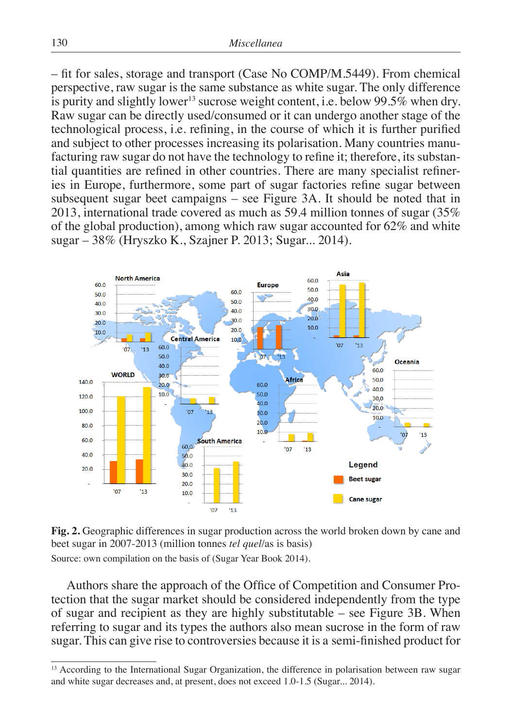– fit for sales, storage and transport (Case No COMP/M.5449). From chemical perspective, raw sugar is the same substance as white sugar. The only difference is purity and slightly lower[13] sucrose weight content, i.e. below 99.5% when dry. Raw sugar can be directly used/consumed or it can undergo another stage of the technological process, i.e. refining, in the course of which it is further purified and subject to other processes increasing its polarisation. Many countries manufacturing raw sugar do not have the technology to refine it; therefore, its substantial quantities are refined in other countries. There are many specialist refineries in Europe, furthermore, some part of sugar factories refine sugar between subsequent sugar beet campaigns – see Figure 3A. It should be noted that in 2013, international trade covered as much as 59.4 million tonnes of sugar (35% of the global production), among which raw sugar accounted for 62% and white sugar – 38% (Hryszko K., Szajner P. 2013; Sugar... 2014).

**Fig. 2.** Geographic differences in sugar production across the world broken down by cane and beet sugar in 2007-2013 (million tonnes *tel quel*/as is basis)

Source: own compilation on the basis of (Sugar Year Book 2014).

Authors share the approach of the Office of Competition and Consumer Protection that the sugar market should be considered independently from the type of sugar and recipient as they are highly substitutable – see Figure 3B. When referring to sugar and its types the authors also mean sucrose in the form of raw sugar. This can give rise to controversies because it is a semi-finished product for

[13] According to the International Sugar Organization, the difference in polarisation between raw sugar and white sugar decreases and, at present, does not exceed 1.0-1.5 (Sugar... 2014).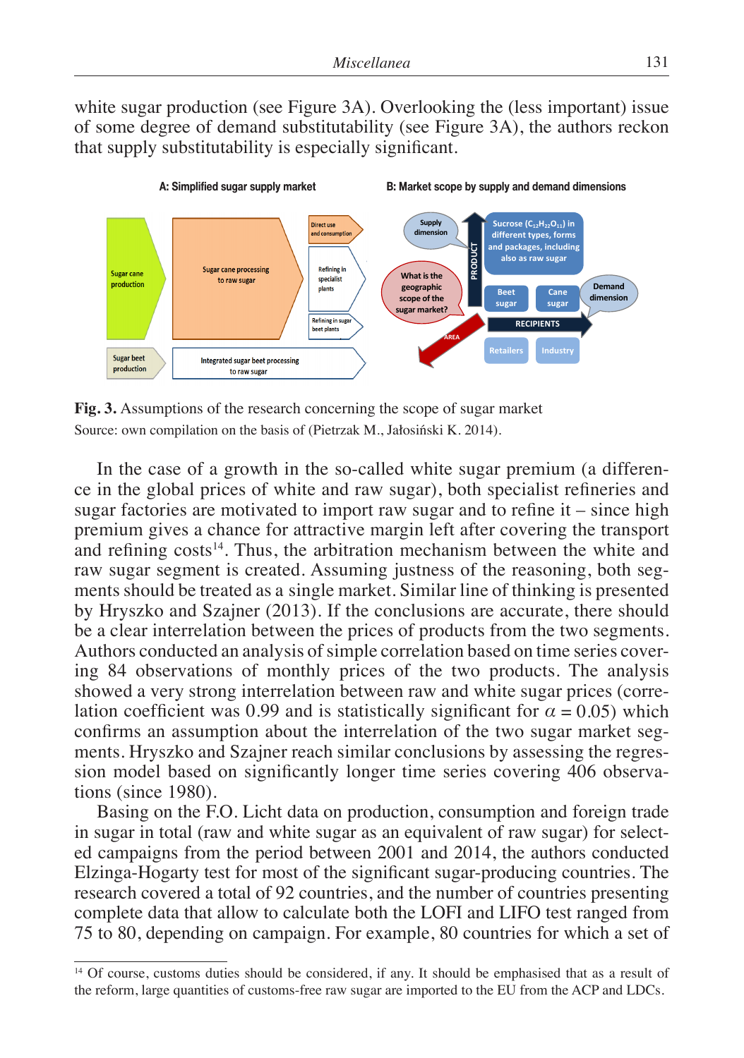white sugar production (see Figure 3A). Overlooking the (less important) issue of some degree of demand substitutability (see Figure 3A), the authors reckon that supply substitutability is especially significant.

**Fig. 3.** Assumptions of the research concerning the scope of sugar market

Source: own compilation on the basis of (Pietrzak M., Jałosiński K. 2014).

In the case of a growth in the so-called white sugar premium (a difference in the global prices of white and raw sugar), both specialist refineries and sugar factories are motivated to import raw sugar and to refine it – since high premium gives a chance for attractive margin left after covering the transport and refining costs[14]. Thus, the arbitration mechanism between the white and raw sugar segment is created. Assuming justness of the reasoning, both segments should be treated as a single market. Similar line of thinking is presented by Hryszko and Szajner (2013). If the conclusions are accurate, there should be a clear interrelation between the prices of products from the two segments. Authors conducted an analysis of simple correlation based on time series covering 84 observations of monthly prices of the two products. The analysis showed a very strong interrelation between raw and white sugar prices (correlation coefficient was 0.99 and is statistically significant for $\alpha = 0.05$) which confirms an assumption about the interrelation of the two sugar market segments. Hryszko and Szajner reach similar conclusions by assessing the regression model based on significantly longer time series covering 406 observations (since 1980).

Basing on the F.O. Licht data on production, consumption and foreign trade in sugar in total (raw and white sugar as an equivalent of raw sugar) for selected campaigns from the period between 2001 and 2014, the authors conducted Elzinga-Hogarty test for most of the significant sugar-producing countries. The research covered a total of 92 countries, and the number of countries presenting complete data that allow to calculate both the LOFI and LIFO test ranged from 75 to 80, depending on campaign. For example, 80 countries for which a set of

---

[14] Of course, customs duties should be considered, if any. It should be emphasised that as a result of the reform, large quantities of customs-free raw sugar are imported to the EU from the ACP and LDCs.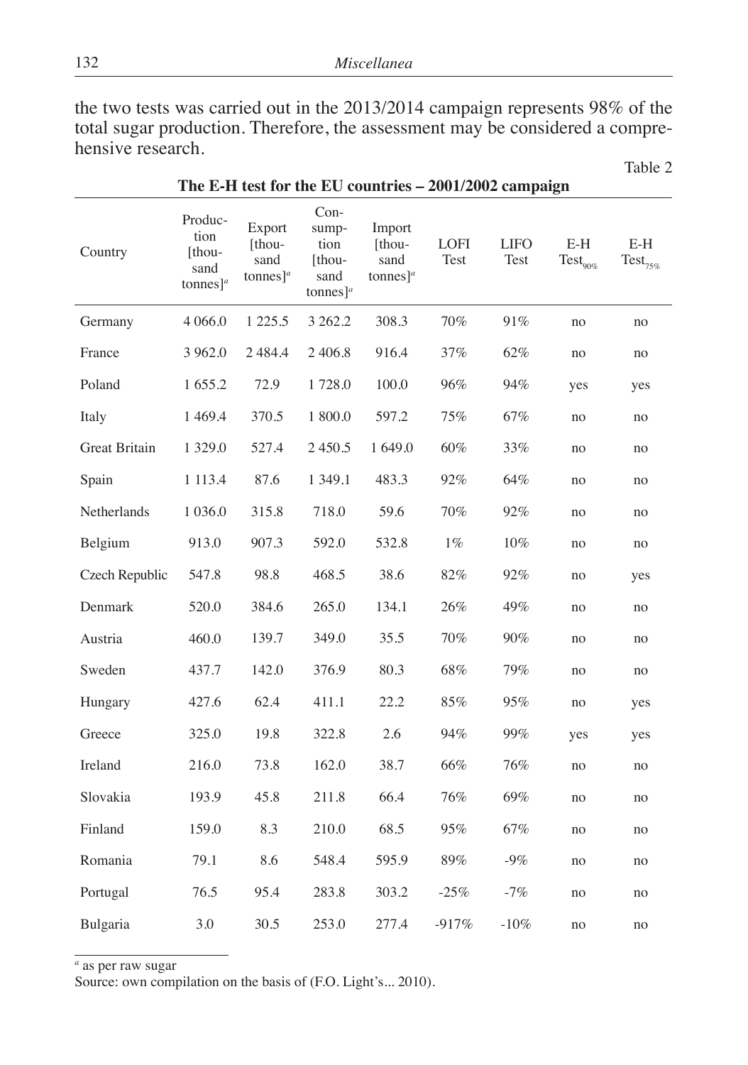the two tests was carried out in the 2013/2014 campaign represents 98% of the total sugar production. Therefore, the assessment may be considered a comprehensive research.

Table 2

**The E-H test for the EU countries – 2001/2002 campaign**

| Country | Production [thousand tonnes][a] | Export [thousand tonnes][a] | Consumption [thousand tonnes][a] | Import [thousand tonnes][a] | LOFI Test | LIFO Test | E-H $Test_{90\%}$ | E-H $Test_{75\%}$ |
|---|---|---|---|---|---|---|---|---|
| Germany | 4 066.0 | 1 225.5 | 3 262.2 | 308.3 | 70% | 91% | no | no |
| France | 3 962.0 | 2 484.4 | 2 406.8 | 916.4 | 37% | 62% | no | no |
| Poland | 1 655.2 | 72.9 | 1 728.0 | 100.0 | 96% | 94% | yes | yes |
| Italy | 1 469.4 | 370.5 | 1 800.0 | 597.2 | 75% | 67% | no | no |
| Great Britain | 1 329.0 | 527.4 | 2 450.5 | 1 649.0 | 60% | 33% | no | no |
| Spain | 1 113.4 | 87.6 | 1 349.1 | 483.3 | 92% | 64% | no | no |
| Netherlands | 1 036.0 | 315.8 | 718.0 | 59.6 | 70% | 92% | no | no |
| Belgium | 913.0 | 907.3 | 592.0 | 532.8 | 1% | 10% | no | no |
| Czech Republic | 547.8 | 98.8 | 468.5 | 38.6 | 82% | 92% | no | yes |
| Denmark | 520.0 | 384.6 | 265.0 | 134.1 | 26% | 49% | no | no |
| Austria | 460.0 | 139.7 | 349.0 | 35.5 | 70% | 90% | no | no |
| Sweden | 437.7 | 142.0 | 376.9 | 80.3 | 68% | 79% | no | no |
| Hungary | 427.6 | 62.4 | 411.1 | 22.2 | 85% | 95% | no | yes |
| Greece | 325.0 | 19.8 | 322.8 | 2.6 | 94% | 99% | yes | yes |
| Ireland | 216.0 | 73.8 | 162.0 | 38.7 | 66% | 76% | no | no |
| Slovakia | 193.9 | 45.8 | 211.8 | 66.4 | 76% | 69% | no | no |
| Finland | 159.0 | 8.3 | 210.0 | 68.5 | 95% | 67% | no | no |
| Romania | 79.1 | 8.6 | 548.4 | 595.9 | 89% | -9% | no | no |
| Portugal | 76.5 | 95.4 | 283.8 | 303.2 | -25% | -7% | no | no |
| Bulgaria | 3.0 | 30.5 | 253.0 | 277.4 | -917% | -10% | no | no |

[a] as per raw sugar

Source: own compilation on the basis of (F.O. Light's... 2010).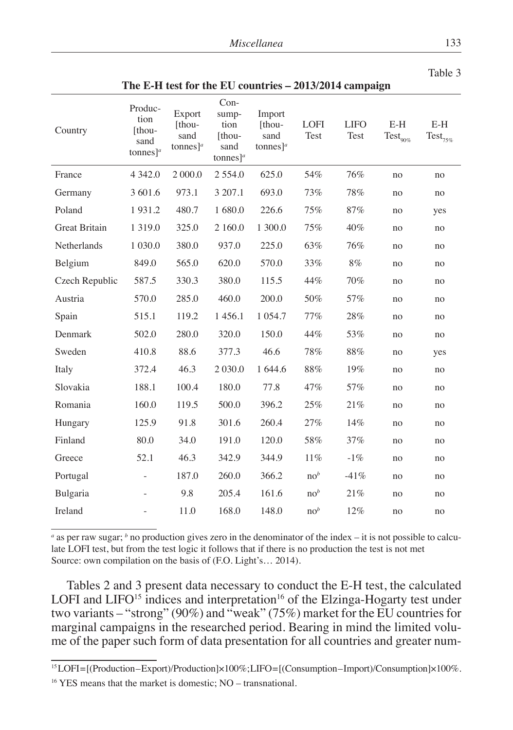Table 3

**The E-H test for the EU countries – 2013/2014 campaign**

| Country | Production [thousand tonnes][a] | Export [thousand tonnes][a] | Consumption [thousand tonnes][a] | Import [thousand tonnes][a] | LOFI Test | LIFO Test | E-H $Test_{90\%}$ | E-H $Test_{75\%}$ |
|---|---|---|---|---|---|---|---|---|
| France | 4 342.0 | 2 000.0 | 2 554.0 | 625.0 | 54% | 76% | no | no |
| Germany | 3 601.6 | 973.1 | 3 207.1 | 693.0 | 73% | 78% | no | no |
| Poland | 1 931.2 | 480.7 | 1 680.0 | 226.6 | 75% | 87% | no | yes |
| Great Britain | 1 319.0 | 325.0 | 2 160.0 | 1 300.0 | 75% | 40% | no | no |
| Netherlands | 1 030.0 | 380.0 | 937.0 | 225.0 | 63% | 76% | no | no |
| Belgium | 849.0 | 565.0 | 620.0 | 570.0 | 33% | 8% | no | no |
| Czech Republic | 587.5 | 330.3 | 380.0 | 115.5 | 44% | 70% | no | no |
| Austria | 570.0 | 285.0 | 460.0 | 200.0 | 50% | 57% | no | no |
| Spain | 515.1 | 119.2 | 1 456.1 | 1 054.7 | 77% | 28% | no | no |
| Denmark | 502.0 | 280.0 | 320.0 | 150.0 | 44% | 53% | no | no |
| Sweden | 410.8 | 88.6 | 377.3 | 46.6 | 78% | 88% | no | yes |
| Italy | 372.4 | 46.3 | 2 030.0 | 1 644.6 | 88% | 19% | no | no |
| Slovakia | 188.1 | 100.4 | 180.0 | 77.8 | 47% | 57% | no | no |
| Romania | 160.0 | 119.5 | 500.0 | 396.2 | 25% | 21% | no | no |
| Hungary | 125.9 | 91.8 | 301.6 | 260.4 | 27% | 14% | no | no |
| Finland | 80.0 | 34.0 | 191.0 | 120.0 | 58% | 37% | no | no |
| Greece | 52.1 | 46.3 | 342.9 | 344.9 | 11% | -1% | no | no |
| Portugal | - | 187.0 | 260.0 | 366.2 | no[b] | -41% | no | no |
| Bulgaria | - | 9.8 | 205.4 | 161.6 | no[b] | 21% | no | no |
| Ireland | - | 11.0 | 168.0 | 148.0 | no[b] | 12% | no | no |

[a] as per raw sugar; [b] no production gives zero in the denominator of the index – it is not possible to calculate LOFI test, but from the test logic it follows that if there is no production the test is not met
Source: own compilation on the basis of (F.O. Light's… 2014).

Tables 2 and 3 present data necessary to conduct the E-H test, the calculated LOFI and LIFO[15] indices and interpretation[16] of the Elzinga-Hogarty test under two variants – "strong" (90%) and "weak" (75%) market for the EU countries for marginal campaigns in the researched period. Bearing in mind the limited volume of the paper such form of data presentation for all countries and greater num-

[15] LOFI=[(Production–Export)/Production]×100%; LIFO=[(Consumption–Import)/Consumption]×100%.

[16] YES means that the market is domestic; NO – transnational.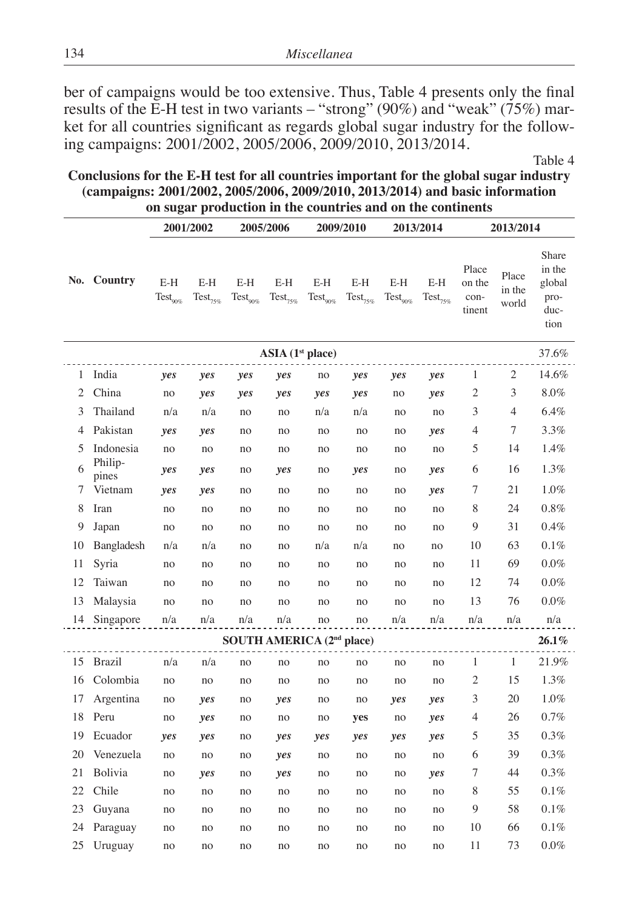ber of campaigns would be too extensive. Thus, Table 4 presents only the final results of the E-H test in two variants – "strong" (90%) and "weak" (75%) market for all countries significant as regards global sugar industry for the following campaigns: 2001/2002, 2005/2006, 2009/2010, 2013/2014.

Table 4

**Conclusions for the E-H test for all countries important for the global sugar industry (campaigns: 2001/2002, 2005/2006, 2009/2010, 2013/2014) and basic information on sugar production in the countries and on the continents**

| No. | Country | 2001/2002 | | 2005/2006 | | 2009/2010 | | 2013/2014 | | 2013/2014 | | |
|---|---|---|---|---|---|---|---|---|---|---|---|---|
| | | E-H $Test_{90\%}$ | E-H $Test_{75\%}$ | E-H $Test_{90\%}$ | E-H $Test_{75\%}$ | E-H $Test_{90\%}$ | E-H $Test_{75\%}$ | E-H $Test_{90\%}$ | E-H $Test_{75\%}$ | Place on the continent | Place in the world | Share in the global production |
| | **ASIA (1st place)** | | | | | | | | | | | 37.6% |
| 1 | India | ***yes*** | ***yes*** | ***yes*** | ***yes*** | no | ***yes*** | ***yes*** | ***yes*** | 1 | 2 | 14.6% |
| 2 | China | no | ***yes*** | ***yes*** | ***yes*** | ***yes*** | ***yes*** | no | ***yes*** | 2 | 3 | 8.0% |
| 3 | Thailand | n/a | n/a | no | no | n/a | n/a | no | no | 3 | 4 | 6.4% |
| 4 | Pakistan | ***yes*** | ***yes*** | no | no | no | no | no | ***yes*** | 4 | 7 | 3.3% |
| 5 | Indonesia | no | no | no | no | no | no | no | no | 5 | 14 | 1.4% |
| 6 | Philippines | ***yes*** | ***yes*** | no | ***yes*** | no | ***yes*** | no | ***yes*** | 6 | 16 | 1.3% |
| 7 | Vietnam | ***yes*** | ***yes*** | no | no | no | no | no | ***yes*** | 7 | 21 | 1.0% |
| 8 | Iran | no | no | no | no | no | no | no | no | 8 | 24 | 0.8% |
| 9 | Japan | no | no | no | no | no | no | no | no | 9 | 31 | 0.4% |
| 10 | Bangladesh | n/a | n/a | no | no | n/a | n/a | no | no | 10 | 63 | 0.1% |
| 11 | Syria | no | no | no | no | no | no | no | no | 11 | 69 | 0.0% |
| 12 | Taiwan | no | no | no | no | no | no | no | no | 12 | 74 | 0.0% |
| 13 | Malaysia | no | no | no | no | no | no | no | no | 13 | 76 | 0.0% |
| 14 | Singapore | n/a | n/a | n/a | n/a | no | no | n/a | n/a | n/a | n/a | n/a |
| | **SOUTH AMERICA (2nd place)** | | | | | | | | | | | **26.1%** |
| 15 | Brazil | n/a | n/a | no | no | no | no | no | no | 1 | 1 | 21.9% |
| 16 | Colombia | no | no | no | no | no | no | no | no | 2 | 15 | 1.3% |
| 17 | Argentina | no | ***yes*** | no | ***yes*** | no | no | ***yes*** | ***yes*** | 3 | 20 | 1.0% |
| 18 | Peru | no | ***yes*** | no | no | no | yes | no | ***yes*** | 4 | 26 | 0.7% |
| 19 | Ecuador | ***yes*** | ***yes*** | no | ***yes*** | ***yes*** | ***yes*** | ***yes*** | ***yes*** | 5 | 35 | 0.3% |
| 20 | Venezuela | no | no | no | ***yes*** | no | no | no | no | 6 | 39 | 0.3% |
| 21 | Bolivia | no | ***yes*** | no | ***yes*** | no | no | no | ***yes*** | 7 | 44 | 0.3% |
| 22 | Chile | no | no | no | no | no | no | no | no | 8 | 55 | 0.1% |
| 23 | Guyana | no | no | no | no | no | no | no | no | 9 | 58 | 0.1% |
| 24 | Paraguay | no | no | no | no | no | no | no | no | 10 | 66 | 0.1% |
| 25 | Uruguay | no | no | no | no | no | no | no | no | 11 | 73 | 0.0% |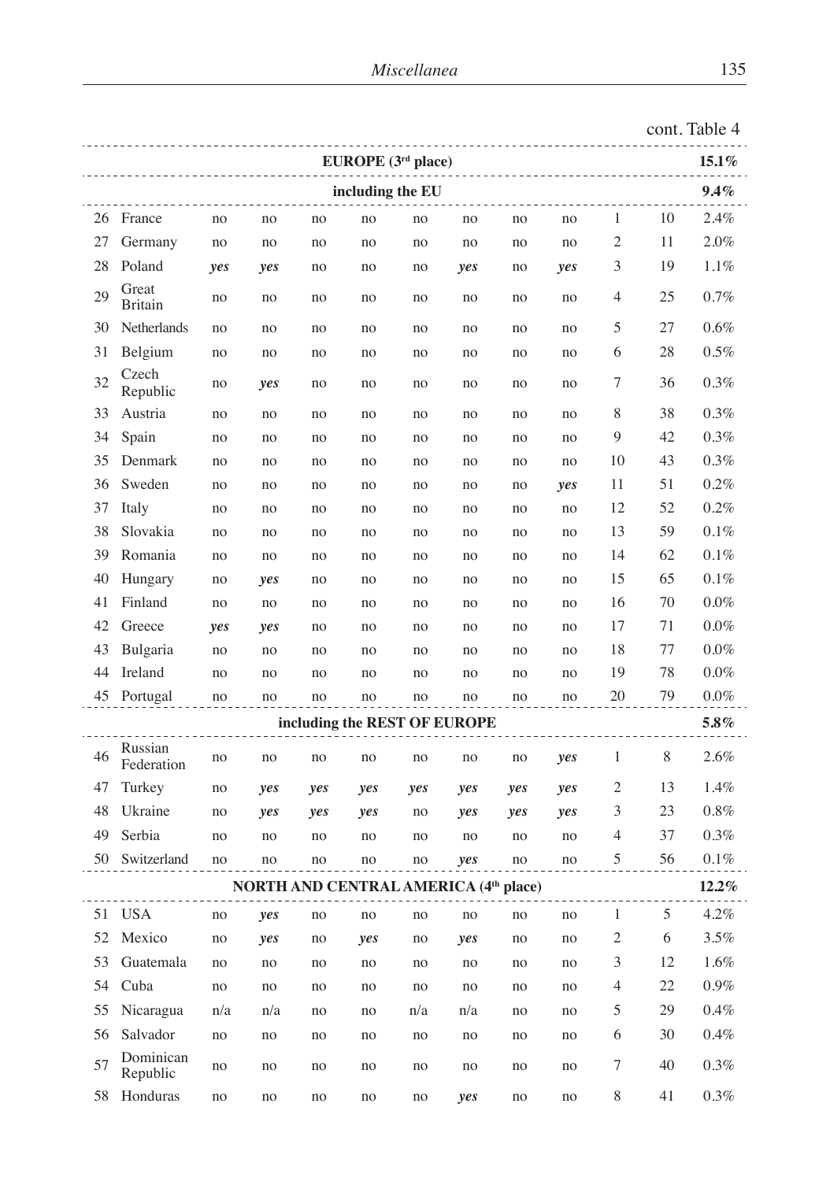cont. Table 4

| | | | | | | | | | | | | |
|---|---|---|---|---|---|---|---|---|---|---|---|---|
| | | | | | **EUROPE (3rd place)** | | | | | | | **15.1%** |
| | | | | | **including the EU** | | | | | | | **9.4%** |
| 26 | France | no | no | no | no | no | no | no | no | 1 | 10 | 2.4% |
| 27 | Germany | no | no | no | no | no | no | no | no | 2 | 11 | 2.0% |
| 28 | Poland | ***yes*** | ***yes*** | no | no | no | ***yes*** | no | ***yes*** | 3 | 19 | 1.1% |
| 29 | Great Britain | no | no | no | no | no | no | no | no | 4 | 25 | 0.7% |
| 30 | Netherlands | no | no | no | no | no | no | no | no | 5 | 27 | 0.6% |
| 31 | Belgium | no | no | no | no | no | no | no | no | 6 | 28 | 0.5% |
| 32 | Czech Republic | no | ***yes*** | no | no | no | no | no | no | 7 | 36 | 0.3% |
| 33 | Austria | no | no | no | no | no | no | no | no | 8 | 38 | 0.3% |
| 34 | Spain | no | no | no | no | no | no | no | no | 9 | 42 | 0.3% |
| 35 | Denmark | no | no | no | no | no | no | no | no | 10 | 43 | 0.3% |
| 36 | Sweden | no | no | no | no | no | no | no | ***yes*** | 11 | 51 | 0.2% |
| 37 | Italy | no | no | no | no | no | no | no | no | 12 | 52 | 0.2% |
| 38 | Slovakia | no | no | no | no | no | no | no | no | 13 | 59 | 0.1% |
| 39 | Romania | no | no | no | no | no | no | no | no | 14 | 62 | 0.1% |
| 40 | Hungary | no | ***yes*** | no | no | no | no | no | no | 15 | 65 | 0.1% |
| 41 | Finland | no | no | no | no | no | no | no | no | 16 | 70 | 0.0% |
| 42 | Greece | ***yes*** | ***yes*** | no | no | no | no | no | no | 17 | 71 | 0.0% |
| 43 | Bulgaria | no | no | no | no | no | no | no | no | 18 | 77 | 0.0% |
| 44 | Ireland | no | no | no | no | no | no | no | no | 19 | 78 | 0.0% |
| 45 | Portugal | no | no | no | no | no | no | no | no | 20 | 79 | 0.0% |
| | | | | | **including the REST OF EUROPE** | | | | | | | **5.8%** |
| 46 | Russian Federation | no | no | no | no | no | no | no | ***yes*** | 1 | 8 | 2.6% |
| 47 | Turkey | no | ***yes*** | ***yes*** | ***yes*** | ***yes*** | ***yes*** | ***yes*** | ***yes*** | 2 | 13 | 1.4% |
| 48 | Ukraine | no | ***yes*** | ***yes*** | ***yes*** | no | ***yes*** | ***yes*** | ***yes*** | 3 | 23 | 0.8% |
| 49 | Serbia | no | no | no | no | no | no | no | no | 4 | 37 | 0.3% |
| 50 | Switzerland | no | no | no | no | no | ***yes*** | no | no | 5 | 56 | 0.1% |
| | | | | | **NORTH AND CENTRAL AMERICA (4th place)** | | | | | | | **12.2%** |
| 51 | USA | no | ***yes*** | no | no | no | no | no | no | 1 | 5 | 4.2% |
| 52 | Mexico | no | ***yes*** | no | ***yes*** | no | ***yes*** | no | no | 2 | 6 | 3.5% |
| 53 | Guatemala | no | no | no | no | no | no | no | no | 3 | 12 | 1.6% |
| 54 | Cuba | no | no | no | no | no | no | no | no | 4 | 22 | 0.9% |
| 55 | Nicaragua | n/a | n/a | no | no | n/a | n/a | no | no | 5 | 29 | 0.4% |
| 56 | Salvador | no | no | no | no | no | no | no | no | 6 | 30 | 0.4% |
| 57 | Dominican Republic | no | no | no | no | no | no | no | no | 7 | 40 | 0.3% |
| 58 | Honduras | no | no | no | no | no | ***yes*** | no | no | 8 | 41 | 0.3% |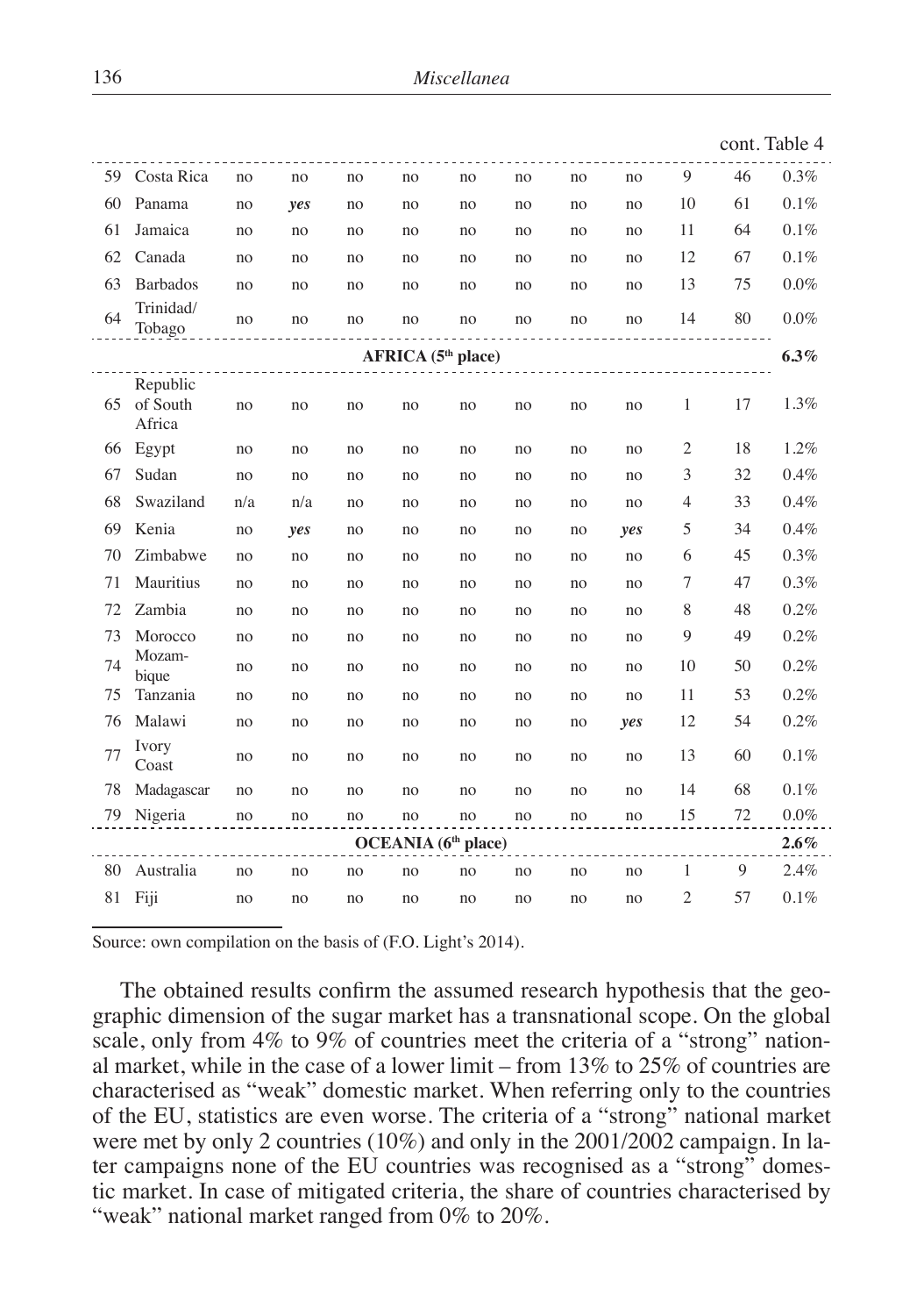cont. Table 4

| | | | | | | | | | | | | |
|---|---|---|---|---|---|---|---|---|---|---|---|---|
| 59 | Costa Rica | no | no | no | no | no | no | no | no | 9 | 46 | 0.3% |
| 60 | Panama | no | ***yes*** | no | no | no | no | no | no | 10 | 61 | 0.1% |
| 61 | Jamaica | no | no | no | no | no | no | no | no | 11 | 64 | 0.1% |
| 62 | Canada | no | no | no | no | no | no | no | no | 12 | 67 | 0.1% |
| 63 | Barbados | no | no | no | no | no | no | no | no | 13 | 75 | 0.0% |
| 64 | Trinidad/ Tobago | no | no | no | no | no | no | no | no | 14 | 80 | 0.0% |
| | | | | | **AFRICA (5th place)** | | | | | | | **6.3%** |
| 65 | Republic of South Africa | no | no | no | no | no | no | no | no | 1 | 17 | 1.3% |
| 66 | Egypt | no | no | no | no | no | no | no | no | 2 | 18 | 1.2% |
| 67 | Sudan | no | no | no | no | no | no | no | no | 3 | 32 | 0.4% |
| 68 | Swaziland | n/a | n/a | no | no | no | no | no | no | 4 | 33 | 0.4% |
| 69 | Kenia | no | ***yes*** | no | no | no | no | no | ***yes*** | 5 | 34 | 0.4% |
| 70 | Zimbabwe | no | no | no | no | no | no | no | no | 6 | 45 | 0.3% |
| 71 | Mauritius | no | no | no | no | no | no | no | no | 7 | 47 | 0.3% |
| 72 | Zambia | no | no | no | no | no | no | no | no | 8 | 48 | 0.2% |
| 73 | Morocco | no | no | no | no | no | no | no | no | 9 | 49 | 0.2% |
| 74 | Mozam-bique | no | no | no | no | no | no | no | no | 10 | 50 | 0.2% |
| 75 | Tanzania | no | no | no | no | no | no | no | no | 11 | 53 | 0.2% |
| 76 | Malawi | no | no | no | no | no | no | no | ***yes*** | 12 | 54 | 0.2% |
| 77 | Ivory Coast | no | no | no | no | no | no | no | no | 13 | 60 | 0.1% |
| 78 | Madagascar | no | no | no | no | no | no | no | no | 14 | 68 | 0.1% |
| 79 | Nigeria | no | no | no | no | no | no | no | no | 15 | 72 | 0.0% |
| | | | | | **OCEANIA (6th place)** | | | | | | | **2.6%** |
| 80 | Australia | no | no | no | no | no | no | no | no | 1 | 9 | 2.4% |
| 81 | Fiji | no | no | no | no | no | no | no | no | 2 | 57 | 0.1% |

Source: own compilation on the basis of (F.O. Light's 2014).

The obtained results confirm the assumed research hypothesis that the geographic dimension of the sugar market has a transnational scope. On the global scale, only from 4% to 9% of countries meet the criteria of a "strong" national market, while in the case of a lower limit – from 13% to 25% of countries are characterised as "weak" domestic market. When referring only to the countries of the EU, statistics are even worse. The criteria of a "strong" national market were met by only 2 countries (10%) and only in the 2001/2002 campaign. In later campaigns none of the EU countries was recognised as a "strong" domestic market. In case of mitigated criteria, the share of countries characterised by "weak" national market ranged from 0% to 20%.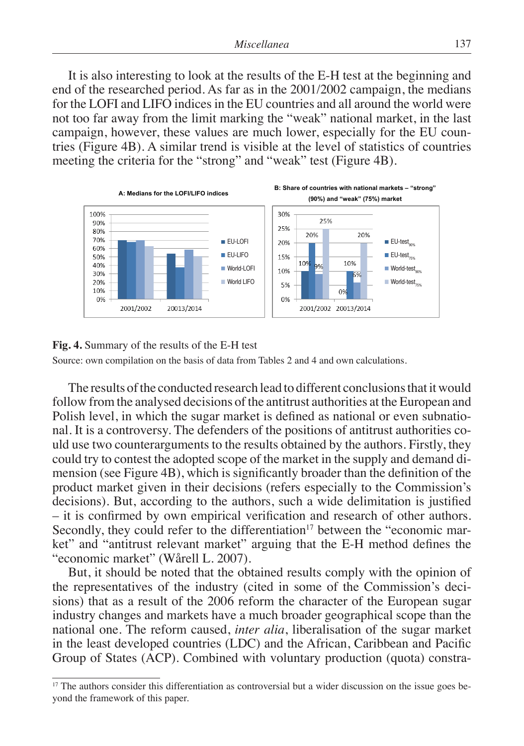It is also interesting to look at the results of the E-H test at the beginning and end of the researched period. As far as in the 2001/2002 campaign, the medians for the LOFI and LIFO indices in the EU countries and all around the world were not too far away from the limit marking the "weak" national market, in the last campaign, however, these values are much lower, especially for the EU countries (Figure 4B). A similar trend is visible at the level of statistics of countries meeting the criteria for the "strong" and "weak" test (Figure 4B).

**Fig. 4.** Summary of the results of the E-H test

Source: own compilation on the basis of data from Tables 2 and 4 and own calculations.

The results of the conducted research lead to different conclusions that it would follow from the analysed decisions of the antitrust authorities at the European and Polish level, in which the sugar market is defined as national or even subnational. It is a controversy. The defenders of the positions of antitrust authorities could use two counterarguments to the results obtained by the authors. Firstly, they could try to contest the adopted scope of the market in the supply and demand dimension (see Figure 4B), which is significantly broader than the definition of the product market given in their decisions (refers especially to the Commission's decisions). But, according to the authors, such a wide delimitation is justified – it is confirmed by own empirical verification and research of other authors. Secondly, they could refer to the differentiation[17] between the "economic market" and "antitrust relevant market" arguing that the E-H method defines the "economic market" (Wårell L. 2007).

But, it should be noted that the obtained results comply with the opinion of the representatives of the industry (cited in some of the Commission's decisions) that as a result of the 2006 reform the character of the European sugar industry changes and markets have a much broader geographical scope than the national one. The reform caused, *inter alia*, liberalisation of the sugar market in the least developed countries (LDC) and the African, Caribbean and Pacific Group of States (ACP). Combined with voluntary production (quota) constra-

[17] The authors consider this differentiation as controversial but a wider discussion on the issue goes beyond the framework of this paper.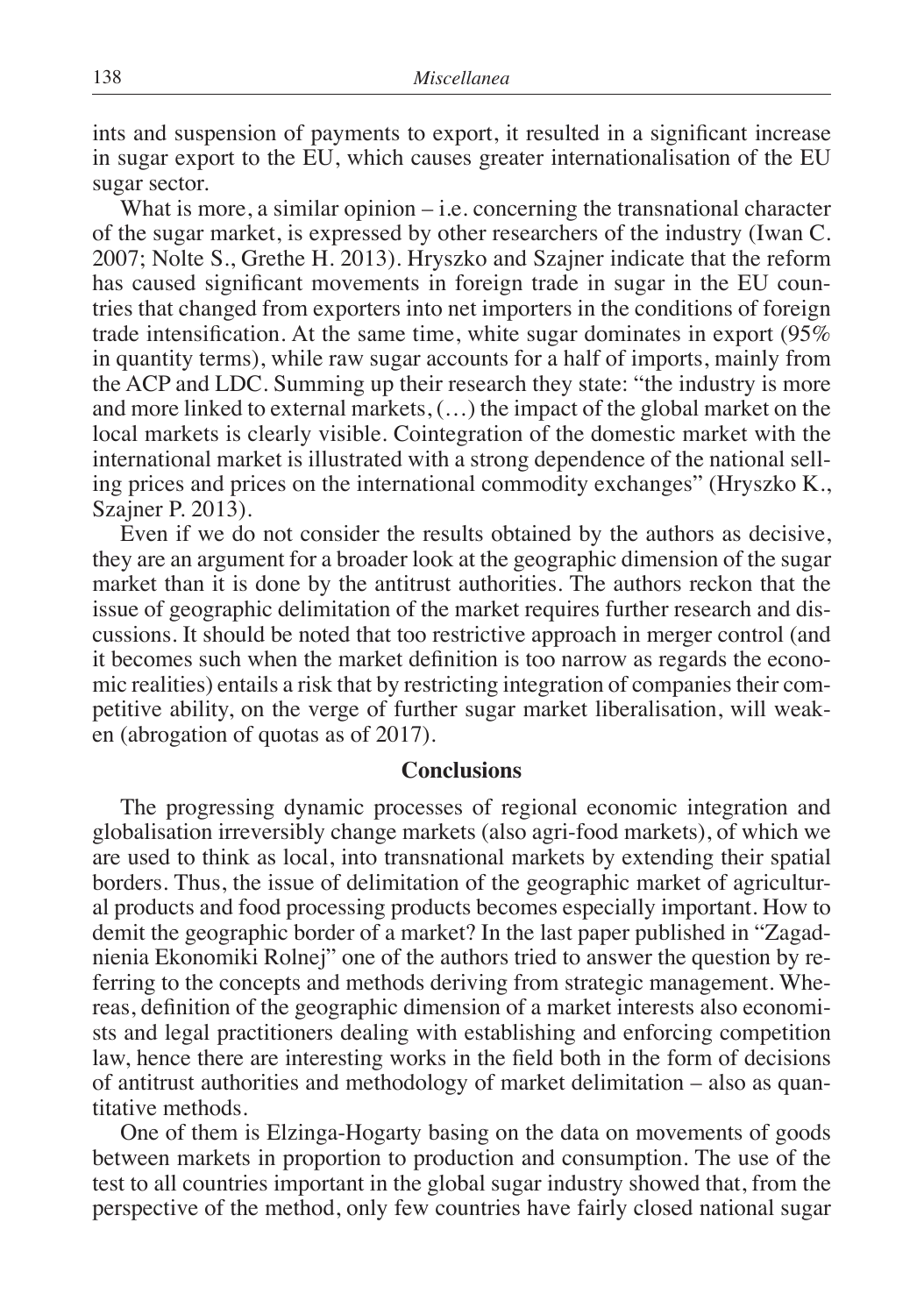ints and suspension of payments to export, it resulted in a significant increase in sugar export to the EU, which causes greater internationalisation of the EU sugar sector.

What is more, a similar opinion – i.e. concerning the transnational character of the sugar market, is expressed by other researchers of the industry (Iwan C. 2007; Nolte S., Grethe H. 2013). Hryszko and Szajner indicate that the reform has caused significant movements in foreign trade in sugar in the EU countries that changed from exporters into net importers in the conditions of foreign trade intensification. At the same time, white sugar dominates in export (95% in quantity terms), while raw sugar accounts for a half of imports, mainly from the ACP and LDC. Summing up their research they state: "the industry is more and more linked to external markets, (…) the impact of the global market on the local markets is clearly visible. Cointegration of the domestic market with the international market is illustrated with a strong dependence of the national selling prices and prices on the international commodity exchanges" (Hryszko K., Szajner P. 2013).

Even if we do not consider the results obtained by the authors as decisive, they are an argument for a broader look at the geographic dimension of the sugar market than it is done by the antitrust authorities. The authors reckon that the issue of geographic delimitation of the market requires further research and discussions. It should be noted that too restrictive approach in merger control (and it becomes such when the market definition is too narrow as regards the economic realities) entails a risk that by restricting integration of companies their competitive ability, on the verge of further sugar market liberalisation, will weaken (abrogation of quotas as of 2017).

## Conclusions

The progressing dynamic processes of regional economic integration and globalisation irreversibly change markets (also agri-food markets), of which we are used to think as local, into transnational markets by extending their spatial borders. Thus, the issue of delimitation of the geographic market of agricultural products and food processing products becomes especially important. How to demit the geographic border of a market? In the last paper published in "Zagadnienia Ekonomiki Rolnej" one of the authors tried to answer the question by referring to the concepts and methods deriving from strategic management. Whereas, definition of the geographic dimension of a market interests also economists and legal practitioners dealing with establishing and enforcing competition law, hence there are interesting works in the field both in the form of decisions of antitrust authorities and methodology of market delimitation – also as quantitative methods.

One of them is Elzinga-Hogarty basing on the data on movements of goods between markets in proportion to production and consumption. The use of the test to all countries important in the global sugar industry showed that, from the perspective of the method, only few countries have fairly closed national sugar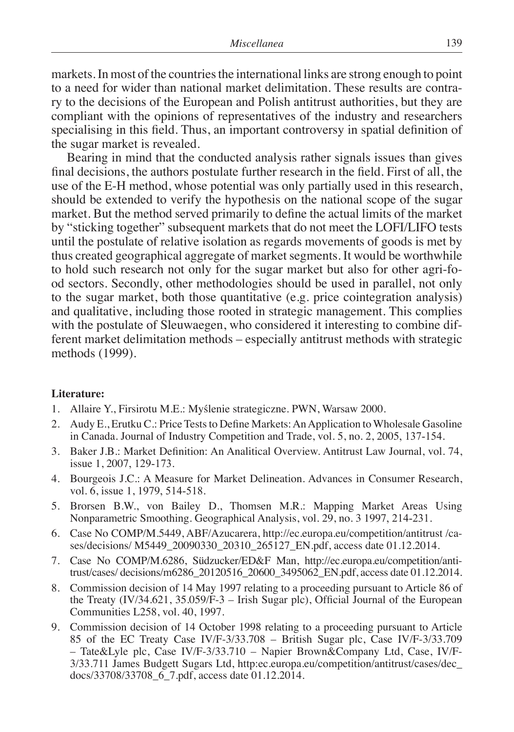markets. In most of the countries the international links are strong enough to point to a need for wider than national market delimitation. These results are contrary to the decisions of the European and Polish antitrust authorities, but they are compliant with the opinions of representatives of the industry and researchers specialising in this field. Thus, an important controversy in spatial definition of the sugar market is revealed.

Bearing in mind that the conducted analysis rather signals issues than gives final decisions, the authors postulate further research in the field. First of all, the use of the E-H method, whose potential was only partially used in this research, should be extended to verify the hypothesis on the national scope of the sugar market. But the method served primarily to define the actual limits of the market by "sticking together" subsequent markets that do not meet the LOFI/LIFO tests until the postulate of relative isolation as regards movements of goods is met by thus created geographical aggregate of market segments. It would be worthwhile to hold such research not only for the sugar market but also for other agri-food sectors. Secondly, other methodologies should be used in parallel, not only to the sugar market, both those quantitative (e.g. price cointegration analysis) and qualitative, including those rooted in strategic management. This complies with the postulate of Sleuwaegen, who considered it interesting to combine different market delimitation methods – especially antitrust methods with strategic methods (1999).

**Literature:**

1. Allaire Y., Firsirotu M.E.: Myślenie strategiczne. PWN, Warsaw 2000.
2. Audy E., Erutku C.: Price Tests to Define Markets: An Application to Wholesale Gasoline in Canada. Journal of Industry Competition and Trade, vol. 5, no. 2, 2005, 137-154.
3. Baker J.B.: Market Definition: An Analitical Overview. Antitrust Law Journal, vol. 74, issue 1, 2007, 129-173.
4. Bourgeois J.C.: A Measure for Market Delineation. Advances in Consumer Research, vol. 6, issue 1, 1979, 514-518.
5. Brorsen B.W., von Bailey D., Thomsen M.R.: Mapping Market Areas Using Nonparametric Smoothing. Geographical Analysis, vol. 29, no. 3 1997, 214-231.
6. Case No COMP/M.5449, ABF/Azucarera, http://ec.europa.eu/competition/antitrust /cases/decisions/ M5449_20090330_20310_265127_EN.pdf, access date 01.12.2014.
7. Case No COMP/M.6286, Südzucker/ED&F Man, http://ec.europa.eu/competition/antitrust/cases/ decisions/m6286_20120516_20600_3495062_EN.pdf, access date 01.12.2014.
8. Commission decision of 14 May 1997 relating to a proceeding pursuant to Article 86 of the Treaty (IV/34.621, 35.059/F-3 – Irish Sugar plc), Official Journal of the European Communities L258, vol. 40, 1997.
9. Commission decision of 14 October 1998 relating to a proceeding pursuant to Article 85 of the EC Treaty Case IV/F-3/33.708 – British Sugar plc, Case IV/F-3/33.709 – Tate&Lyle plc, Case IV/F-3/33.710 – Napier Brown&Company Ltd, Case, IV/F-3/33.711 James Budgett Sugars Ltd, http:ec.europa.eu/competition/antitrust/cases/dec_docs/33708/33708_6_7.pdf, access date 01.12.2014.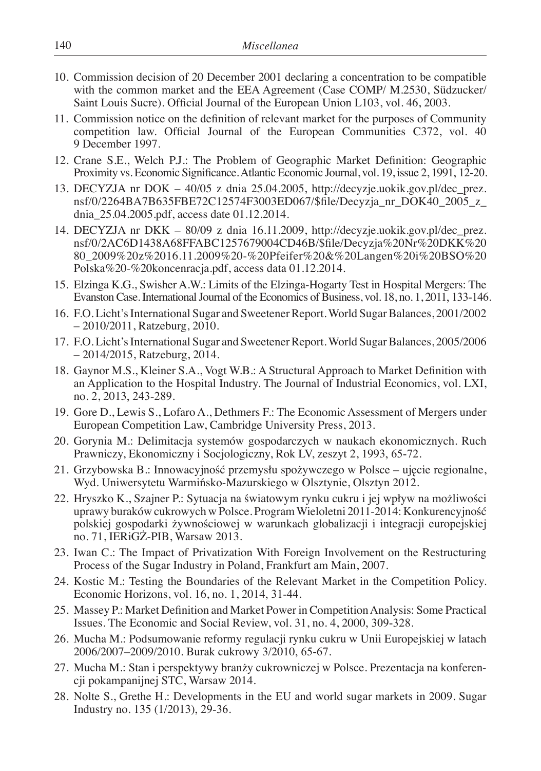10. Commission decision of 20 December 2001 declaring a concentration to be compatible with the common market and the EEA Agreement (Case COMP/ M.2530, Südzucker/ Saint Louis Sucre). Official Journal of the European Union L103, vol. 46, 2003.
11. Commission notice on the definition of relevant market for the purposes of Community competition law. Official Journal of the European Communities C372, vol. 40 9 December 1997.
12. Crane S.E., Welch P.J.: The Problem of Geographic Market Definition: Geographic Proximity vs. Economic Significance. Atlantic Economic Journal, vol. 19, issue 2, 1991, 12-20.
13. DECYZJA nr DOK – 40/05 z dnia 25.04.2005, http://decyzje.uokik.gov.pl/dec_prez.nsf/0/2264BA7B635FBE72C12574F3003ED067/$file/Decyzja_nr_DOK40_2005_z_dnia_25.04.2005.pdf, access date 01.12.2014.
14. DECYZJA nr DKK – 80/09 z dnia 16.11.2009, http://decyzje.uokik.gov.pl/dec_prez.nsf/0/2AC6D1438A68FFABC1257679004CD46B/$file/Decyzja%20Nr%20DKK%2080_2009%20z%2016.11.2009%20-%20Pfeifer%20&%20Langen%20i%20BSO%20Polska%20-%20koncenracja.pdf, access data 01.12.2014.
15. Elzinga K.G., Swisher A.W.: Limits of the Elzinga-Hogarty Test in Hospital Mergers: The Evanston Case. International Journal of the Economics of Business, vol. 18, no. 1, 2011, 133-146.
16. F.O. Licht's International Sugar and Sweetener Report. World Sugar Balances, 2001/2002 – 2010/2011, Ratzeburg, 2010.
17. F.O. Licht's International Sugar and Sweetener Report. World Sugar Balances, 2005/2006 – 2014/2015, Ratzeburg, 2014.
18. Gaynor M.S., Kleiner S.A., Vogt W.B.: A Structural Approach to Market Definition with an Application to the Hospital Industry. The Journal of Industrial Economics, vol. LXI, no. 2, 2013, 243-289.
19. Gore D., Lewis S., Lofaro A., Dethmers F.: The Economic Assessment of Mergers under European Competition Law, Cambridge University Press, 2013.
20. Gorynia M.: Delimitacja systemów gospodarczych w naukach ekonomicznych. Ruch Prawniczy, Ekonomiczny i Socjologiczny, Rok LV, zeszyt 2, 1993, 65-72.
21. Grzybowska B.: Innowacyjność przemysłu spożywczego w Polsce – ujęcie regionalne, Wyd. Uniwersytetu Warmińsko-Mazurskiego w Olsztynie, Olsztyn 2012.
22. Hryszko K., Szajner P.: Sytuacja na światowym rynku cukru i jej wpływ na możliwości uprawy buraków cukrowych w Polsce. Program Wieloletni 2011-2014: Konkurencyjność polskiej gospodarki żywnościowej w warunkach globalizacji i integracji europejskiej no. 71, IERiGŻ-PIB, Warsaw 2013.
23. Iwan C.: The Impact of Privatization With Foreign Involvement on the Restructuring Process of the Sugar Industry in Poland, Frankfurt am Main, 2007.
24. Kostic M.: Testing the Boundaries of the Relevant Market in the Competition Policy. Economic Horizons, vol. 16, no. 1, 2014, 31-44.
25. Massey P.: Market Definition and Market Power in Competition Analysis: Some Practical Issues. The Economic and Social Review, vol. 31, no. 4, 2000, 309-328.
26. Mucha M.: Podsumowanie reformy regulacji rynku cukru w Unii Europejskiej w latach 2006/2007–2009/2010. Burak cukrowy 3/2010, 65-67.
27. Mucha M.: Stan i perspektywy branży cukrowniczej w Polsce. Prezentacja na konferencji pokampanijnej STC, Warsaw 2014.
28. Nolte S., Grethe H.: Developments in the EU and world sugar markets in 2009. Sugar Industry no. 135 (1/2013), 29-36.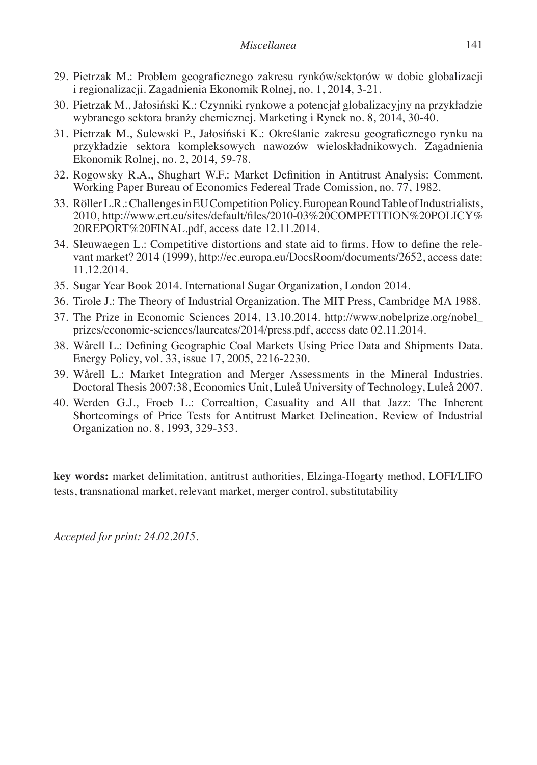29. Pietrzak M.: Problem geograficznego zakresu rynków/sektorów w dobie globalizacji i regionalizacji. Zagadnienia Ekonomik Rolnej, no. 1, 2014, 3-21.
30. Pietrzak M., Jałosiński K.: Czynniki rynkowe a potencjał globalizacyjny na przykładzie wybranego sektora branży chemicznej. Marketing i Rynek no. 8, 2014, 30-40.
31. Pietrzak M., Sulewski P., Jałosiński K.: Określanie zakresu geograficznego rynku na przykładzie sektora kompleksowych nawozów wieloskładnikowych. Zagadnienia Ekonomik Rolnej, no. 2, 2014, 59-78.
32. Rogowsky R.A., Shughart W.F.: Market Definition in Antitrust Analysis: Comment. Working Paper Bureau of Economics Federeal Trade Comission, no. 77, 1982.
33. Röller L.R.: Challenges in EU Competition Policy. European Round Table of Industrialists, 2010, http://www.ert.eu/sites/default/files/2010-03%20COMPETITION%20POLICY%20REPORT%20FINAL.pdf, access date 12.11.2014.
34. Sleuwaegen L.: Competitive distortions and state aid to firms. How to define the relevant market? 2014 (1999), http://ec.europa.eu/DocsRoom/documents/2652, access date: 11.12.2014.
35. Sugar Year Book 2014. International Sugar Organization, London 2014.
36. Tirole J.: The Theory of Industrial Organization. The MIT Press, Cambridge MA 1988.
37. The Prize in Economic Sciences 2014, 13.10.2014. http://www.nobelprize.org/nobel_prizes/economic-sciences/laureates/2014/press.pdf, access date 02.11.2014.
38. Wårell L.: Defining Geographic Coal Markets Using Price Data and Shipments Data. Energy Policy, vol. 33, issue 17, 2005, 2216-2230.
39. Wårell L.: Market Integration and Merger Assessments in the Mineral Industries. Doctoral Thesis 2007:38, Economics Unit, Luleå University of Technology, Luleå 2007.
40. Werden G.J., Froeb L.: Correaltion, Casuality and All that Jazz: The Inherent Shortcomings of Price Tests for Antitrust Market Delineation. Review of Industrial Organization no. 8, 1993, 329-353.

**key words:** market delimitation, antitrust authorities, Elzinga-Hogarty method, LOFI/LIFO tests, transnational market, relevant market, merger control, substitutability

*Accepted for print: 24.02.2015.*